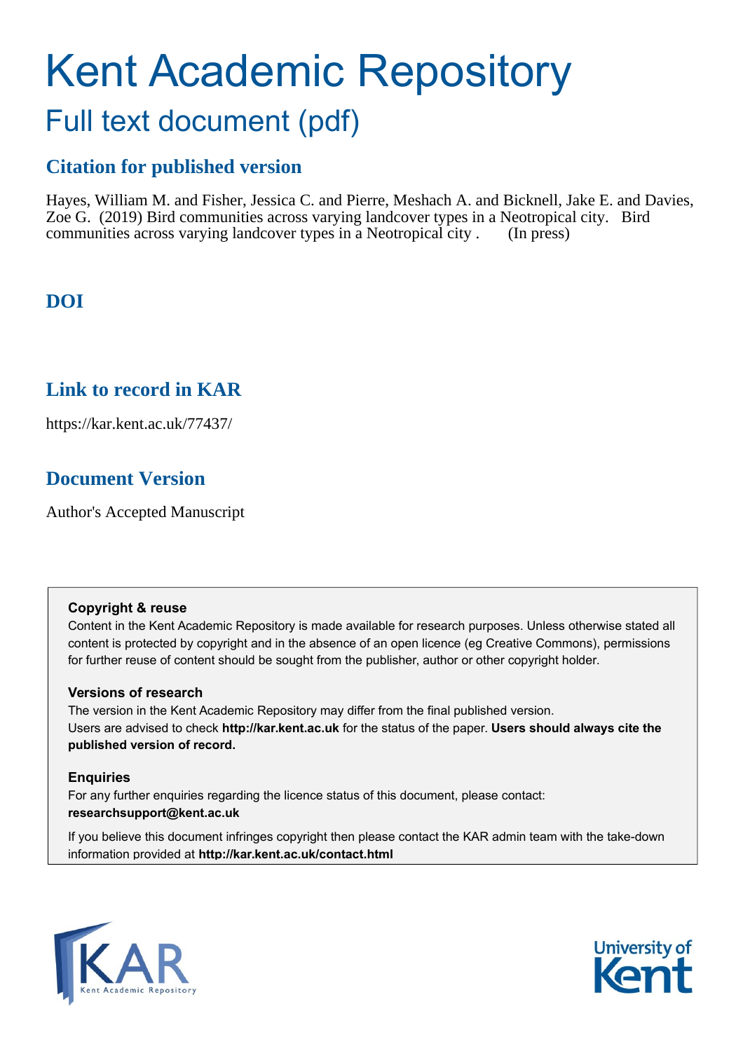# Kent Academic Repository

## Full text document (pdf)

## Citation for published version

Hayes, William M. and Fisher, Jessica C. and Pierre, Meshach A. and Bicknell, Jake E. and Davies, Zoe G. (2019) Bird communities across varying landcover types in a Neotropical city. Bird communities across varying landcover types in a Neotropical city . (In press)

## DOI

## Link to record in KAR

https://kar.kent.ac.uk/77437/

## Document Version

Author's Accepted Manuscript

**Copyright & reuse**

Content in the Kent Academic Repository is made available for research purposes. Unless otherwise stated all content is protected by copyright and in the absence of an open licence (eg Creative Commons), permissions for further reuse of content should be sought from the publisher, author or other copyright holder.

**Versions of research**

The version in the Kent Academic Repository may differ from the final published version. Users are advised to check **http://kar.kent.ac.uk** for the status of the paper. **Users should always cite the published version of record.**

**Enquiries**

For any further enquiries regarding the licence status of this document, please contact: **researchsupport@kent.ac.uk**

If you believe this document infringes copyright then please contact the KAR admin team with the take-down information provided at **http://kar.kent.ac.uk/contact.html**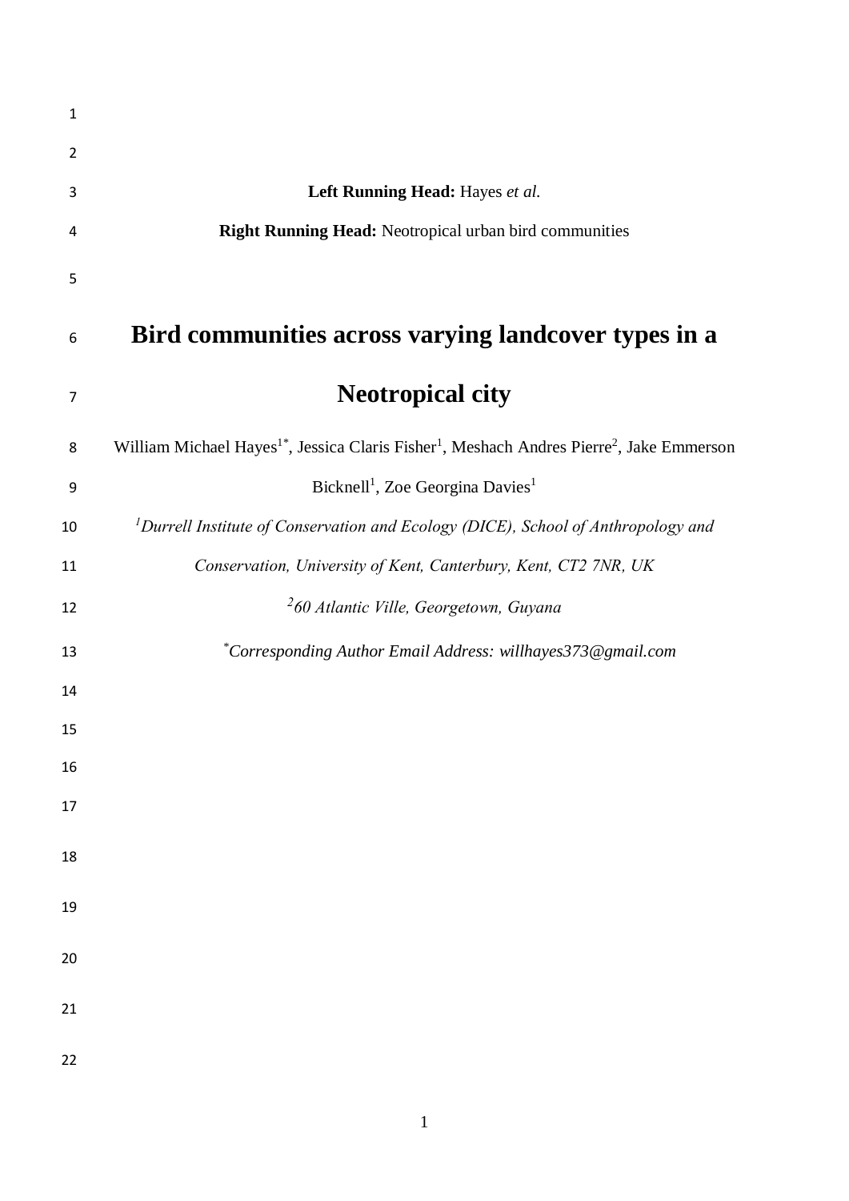**Left Running Head:** Hayes *et al.*

**Right Running Head:** Neotropical urban bird communities

# Bird communities across varying landcover types in a Neotropical city

William Michael Hayes[1*], Jessica Claris Fisher[1], Meshach Andres Pierre[2], Jake Emmerson Bicknell[1], Zoe Georgina Davies[1]

*[1]Durrell Institute of Conservation and Ecology (DICE), School of Anthropology and Conservation, University of Kent, Canterbury, Kent, CT2 7NR, UK*

*[2]60 Atlantic Ville, Georgetown, Guyana*

*[*]Corresponding Author Email Address: willhayes373@gmail.com*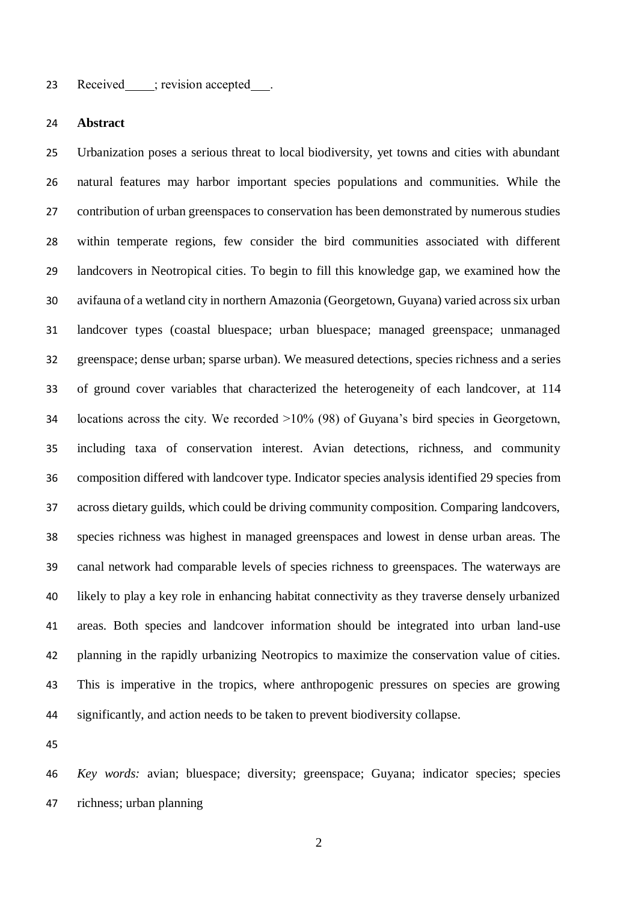Received_____; revision accepted___.

**Abstract**

Urbanization poses a serious threat to local biodiversity, yet towns and cities with abundant natural features may harbor important species populations and communities. While the contribution of urban greenspaces to conservation has been demonstrated by numerous studies within temperate regions, few consider the bird communities associated with different landcovers in Neotropical cities. To begin to fill this knowledge gap, we examined how the avifauna of a wetland city in northern Amazonia (Georgetown, Guyana) varied across six urban landcover types (coastal bluespace; urban bluespace; managed greenspace; unmanaged greenspace; dense urban; sparse urban). We measured detections, species richness and a series of ground cover variables that characterized the heterogeneity of each landcover, at 114 locations across the city. We recorded >10% (98) of Guyana's bird species in Georgetown, including taxa of conservation interest. Avian detections, richness, and community composition differed with landcover type. Indicator species analysis identified 29 species from across dietary guilds, which could be driving community composition. Comparing landcovers, species richness was highest in managed greenspaces and lowest in dense urban areas. The canal network had comparable levels of species richness to greenspaces. The waterways are likely to play a key role in enhancing habitat connectivity as they traverse densely urbanized areas. Both species and landcover information should be integrated into urban land-use planning in the rapidly urbanizing Neotropics to maximize the conservation value of cities. This is imperative in the tropics, where anthropogenic pressures on species are growing significantly, and action needs to be taken to prevent biodiversity collapse.

*Key words:* avian; bluespace; diversity; greenspace; Guyana; indicator species; species richness; urban planning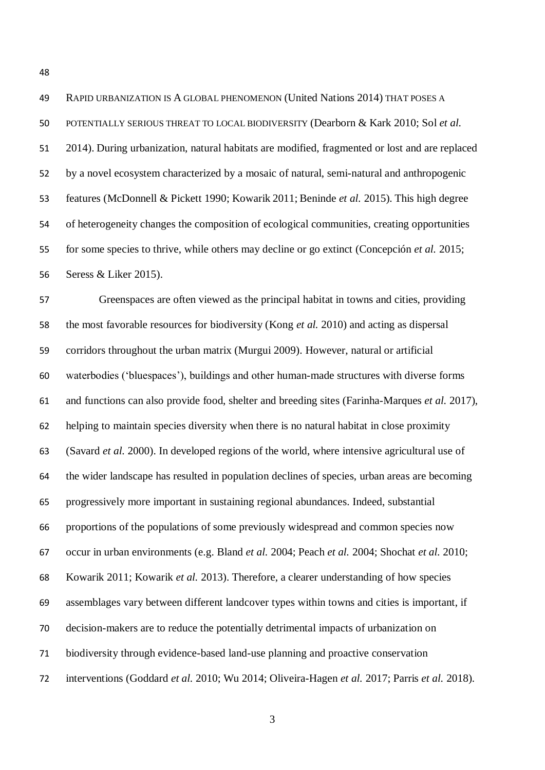RAPID URBANIZATION IS A GLOBAL PHENOMENON (United Nations 2014) THAT POSES A POTENTIALLY SERIOUS THREAT TO LOCAL BIODIVERSITY (Dearborn & Kark 2010; Sol *et al.* 2014). During urbanization, natural habitats are modified, fragmented or lost and are replaced by a novel ecosystem characterized by a mosaic of natural, semi-natural and anthropogenic features (McDonnell & Pickett 1990; Kowarik 2011; Beninde *et al.* 2015). This high degree of heterogeneity changes the composition of ecological communities, creating opportunities for some species to thrive, while others may decline or go extinct (Concepción *et al.* 2015; Seress & Liker 2015).

Greenspaces are often viewed as the principal habitat in towns and cities, providing the most favorable resources for biodiversity (Kong *et al.* 2010) and acting as dispersal corridors throughout the urban matrix (Murgui 2009). However, natural or artificial waterbodies ('bluespaces'), buildings and other human-made structures with diverse forms and functions can also provide food, shelter and breeding sites (Farinha-Marques *et al.* 2017), helping to maintain species diversity when there is no natural habitat in close proximity (Savard *et al.* 2000). In developed regions of the world, where intensive agricultural use of the wider landscape has resulted in population declines of species, urban areas are becoming progressively more important in sustaining regional abundances. Indeed, substantial proportions of the populations of some previously widespread and common species now occur in urban environments (e.g. Bland *et al.* 2004; Peach *et al.* 2004; Shochat *et al.* 2010; Kowarik 2011; Kowarik *et al.* 2013). Therefore, a clearer understanding of how species assemblages vary between different landcover types within towns and cities is important, if decision-makers are to reduce the potentially detrimental impacts of urbanization on biodiversity through evidence-based land-use planning and proactive conservation interventions (Goddard *et al.* 2010; Wu 2014; Oliveira-Hagen *et al.* 2017; Parris *et al.* 2018).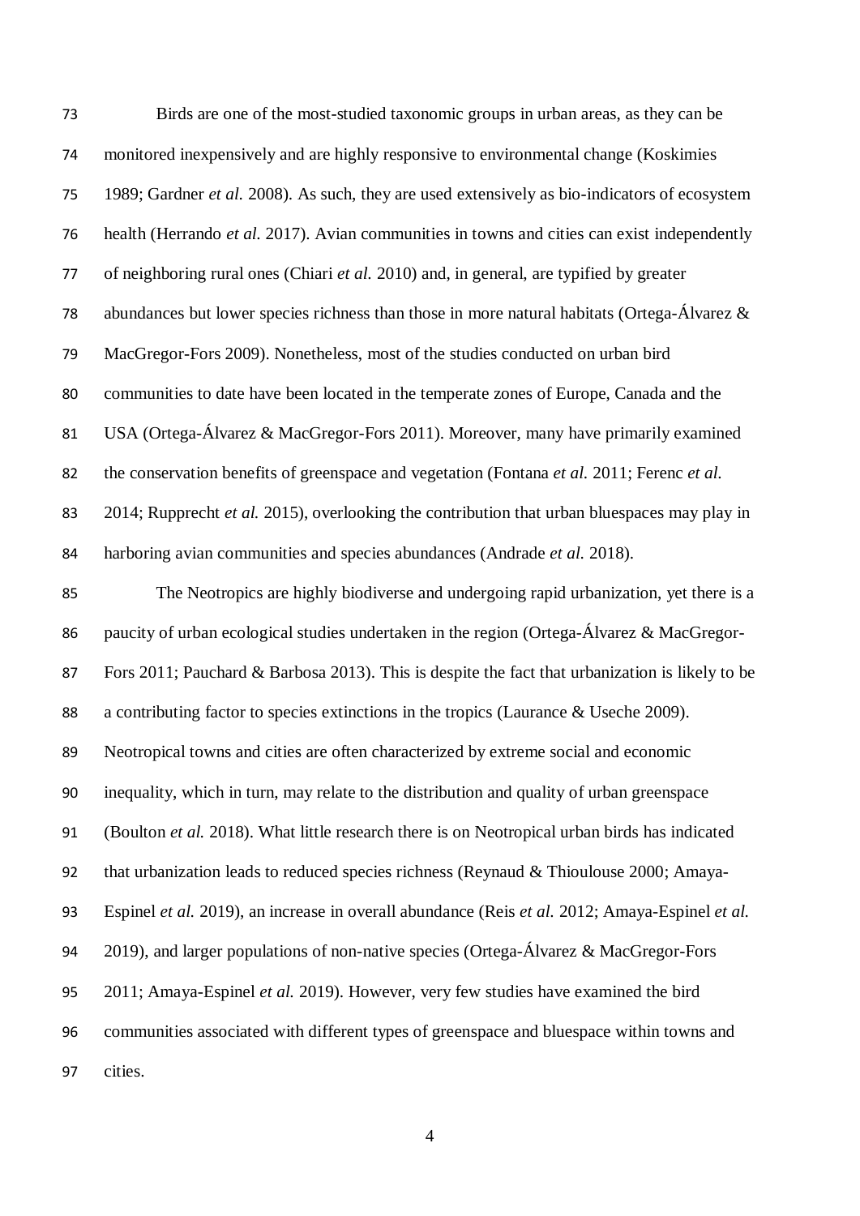Birds are one of the most-studied taxonomic groups in urban areas, as they can be monitored inexpensively and are highly responsive to environmental change (Koskimies 1989; Gardner *et al.* 2008). As such, they are used extensively as bio-indicators of ecosystem health (Herrando *et al.* 2017). Avian communities in towns and cities can exist independently of neighboring rural ones (Chiari *et al.* 2010) and, in general, are typified by greater abundances but lower species richness than those in more natural habitats (Ortega-Álvarez & MacGregor-Fors 2009). Nonetheless, most of the studies conducted on urban bird communities to date have been located in the temperate zones of Europe, Canada and the USA (Ortega-Álvarez & MacGregor-Fors 2011). Moreover, many have primarily examined the conservation benefits of greenspace and vegetation (Fontana *et al.* 2011; Ferenc *et al.* 2014; Rupprecht *et al.* 2015), overlooking the contribution that urban bluespaces may play in harboring avian communities and species abundances (Andrade *et al.* 2018).

The Neotropics are highly biodiverse and undergoing rapid urbanization, yet there is a paucity of urban ecological studies undertaken in the region (Ortega-Álvarez & MacGregor-Fors 2011; Pauchard & Barbosa 2013). This is despite the fact that urbanization is likely to be a contributing factor to species extinctions in the tropics (Laurance & Useche 2009). Neotropical towns and cities are often characterized by extreme social and economic inequality, which in turn, may relate to the distribution and quality of urban greenspace (Boulton *et al.* 2018). What little research there is on Neotropical urban birds has indicated that urbanization leads to reduced species richness (Reynaud & Thioulouse 2000; Amaya-Espinel *et al.* 2019), an increase in overall abundance (Reis *et al.* 2012; Amaya-Espinel *et al.* 2019), and larger populations of non-native species (Ortega-Álvarez & MacGregor-Fors 2011; Amaya-Espinel *et al.* 2019). However, very few studies have examined the bird communities associated with different types of greenspace and bluespace within towns and cities.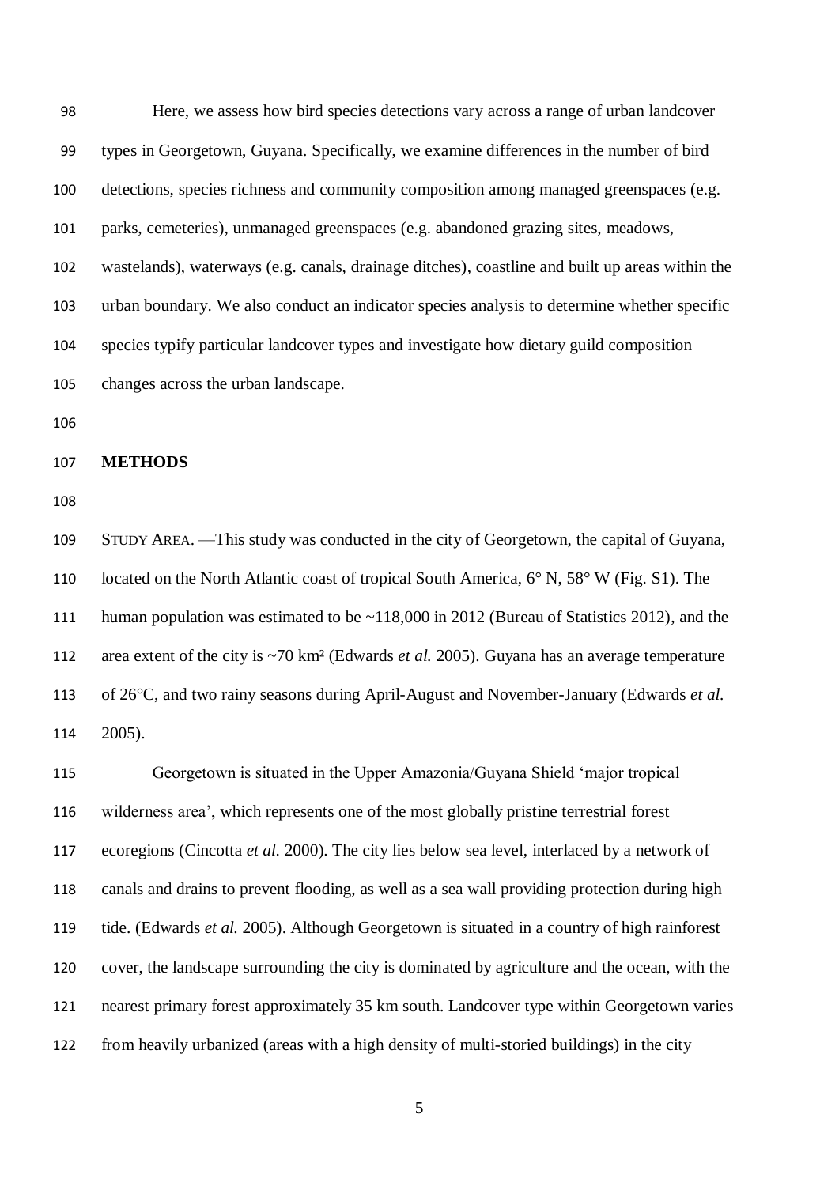Here, we assess how bird species detections vary across a range of urban landcover types in Georgetown, Guyana. Specifically, we examine differences in the number of bird detections, species richness and community composition among managed greenspaces (e.g. parks, cemeteries), unmanaged greenspaces (e.g. abandoned grazing sites, meadows, wastelands), waterways (e.g. canals, drainage ditches), coastline and built up areas within the urban boundary. We also conduct an indicator species analysis to determine whether specific species typify particular landcover types and investigate how dietary guild composition changes across the urban landscape.

## METHODS

STUDY AREA. —This study was conducted in the city of Georgetown, the capital of Guyana, located on the North Atlantic coast of tropical South America, 6° N, 58° W (Fig. S1). The human population was estimated to be ~118,000 in 2012 (Bureau of Statistics 2012), and the area extent of the city is ~70 km² (Edwards *et al.* 2005). Guyana has an average temperature of 26°C, and two rainy seasons during April-August and November-January (Edwards *et al.* 2005).

Georgetown is situated in the Upper Amazonia/Guyana Shield 'major tropical wilderness area', which represents one of the most globally pristine terrestrial forest ecoregions (Cincotta *et al.* 2000). The city lies below sea level, interlaced by a network of canals and drains to prevent flooding, as well as a sea wall providing protection during high tide. (Edwards *et al.* 2005). Although Georgetown is situated in a country of high rainforest cover, the landscape surrounding the city is dominated by agriculture and the ocean, with the nearest primary forest approximately 35 km south. Landcover type within Georgetown varies from heavily urbanized (areas with a high density of multi-storied buildings) in the city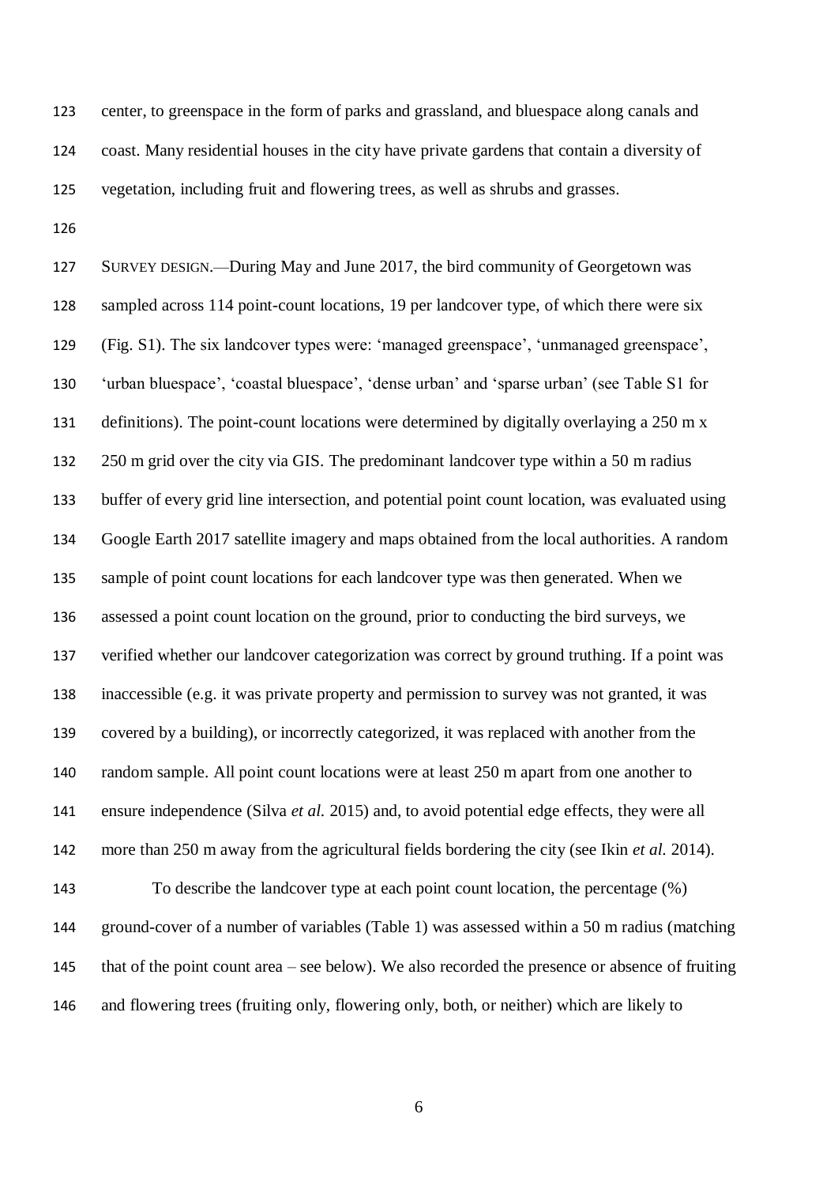center, to greenspace in the form of parks and grassland, and bluespace along canals and coast. Many residential houses in the city have private gardens that contain a diversity of vegetation, including fruit and flowering trees, as well as shrubs and grasses.

SURVEY DESIGN.—During May and June 2017, the bird community of Georgetown was sampled across 114 point-count locations, 19 per landcover type, of which there were six (Fig. S1). The six landcover types were: 'managed greenspace', 'unmanaged greenspace', 'urban bluespace', 'coastal bluespace', 'dense urban' and 'sparse urban' (see Table S1 for definitions). The point-count locations were determined by digitally overlaying a 250 m x 250 m grid over the city via GIS. The predominant landcover type within a 50 m radius buffer of every grid line intersection, and potential point count location, was evaluated using Google Earth 2017 satellite imagery and maps obtained from the local authorities. A random sample of point count locations for each landcover type was then generated. When we assessed a point count location on the ground, prior to conducting the bird surveys, we verified whether our landcover categorization was correct by ground truthing. If a point was inaccessible (e.g. it was private property and permission to survey was not granted, it was covered by a building), or incorrectly categorized, it was replaced with another from the random sample. All point count locations were at least 250 m apart from one another to ensure independence (Silva *et al.* 2015) and, to avoid potential edge effects, they were all more than 250 m away from the agricultural fields bordering the city (see Ikin *et al.* 2014).

To describe the landcover type at each point count location, the percentage (%) ground-cover of a number of variables (Table 1) was assessed within a 50 m radius (matching that of the point count area – see below). We also recorded the presence or absence of fruiting and flowering trees (fruiting only, flowering only, both, or neither) which are likely to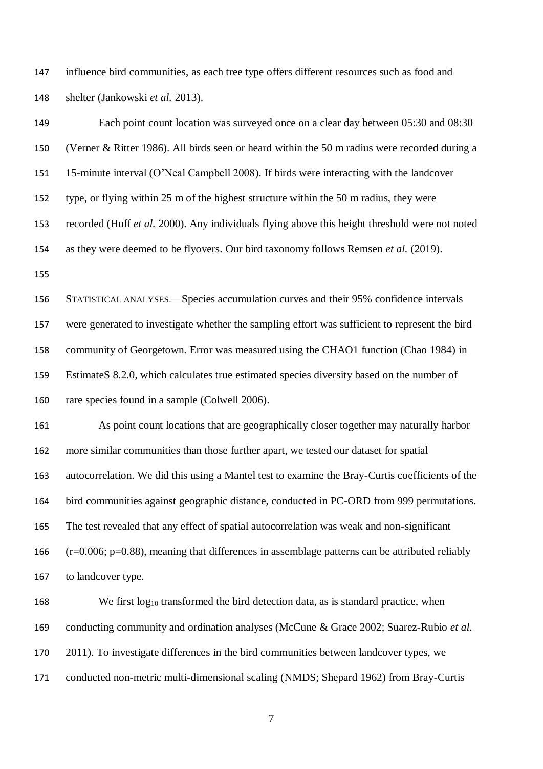influence bird communities, as each tree type offers different resources such as food and shelter (Jankowski *et al.* 2013).

Each point count location was surveyed once on a clear day between 05:30 and 08:30 (Verner & Ritter 1986). All birds seen or heard within the 50 m radius were recorded during a 15-minute interval (O'Neal Campbell 2008). If birds were interacting with the landcover type, or flying within 25 m of the highest structure within the 50 m radius, they were recorded (Huff *et al.* 2000). Any individuals flying above this height threshold were not noted as they were deemed to be flyovers. Our bird taxonomy follows Remsen *et al.* (2019).

STATISTICAL ANALYSES.—Species accumulation curves and their 95% confidence intervals were generated to investigate whether the sampling effort was sufficient to represent the bird community of Georgetown. Error was measured using the CHAO1 function (Chao 1984) in EstimateS 8.2.0, which calculates true estimated species diversity based on the number of rare species found in a sample (Colwell 2006).

As point count locations that are geographically closer together may naturally harbor more similar communities than those further apart, we tested our dataset for spatial autocorrelation. We did this using a Mantel test to examine the Bray-Curtis coefficients of the bird communities against geographic distance, conducted in PC-ORD from 999 permutations. The test revealed that any effect of spatial autocorrelation was weak and non-significant ($r=0.006$; $p=0.88$), meaning that differences in assemblage patterns can be attributed reliably to landcover type.

We first $\log_{10}$ transformed the bird detection data, as is standard practice, when conducting community and ordination analyses (McCune & Grace 2002; Suarez-Rubio *et al.* 2011). To investigate differences in the bird communities between landcover types, we conducted non-metric multi-dimensional scaling (NMDS; Shepard 1962) from Bray-Curtis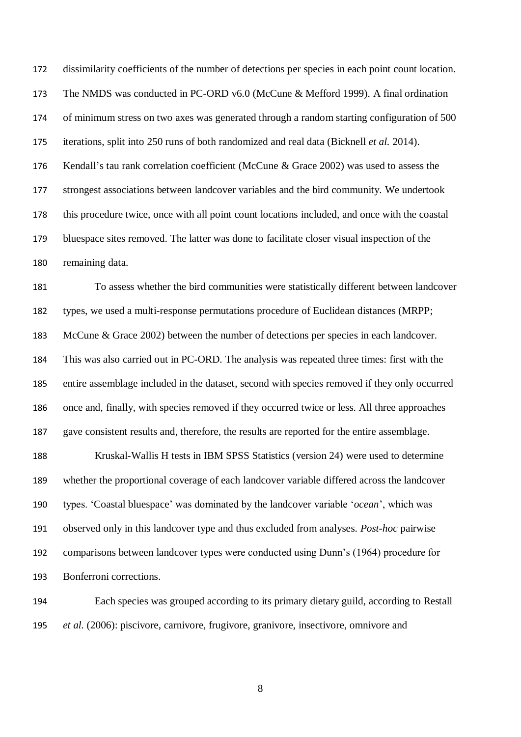dissimilarity coefficients of the number of detections per species in each point count location. The NMDS was conducted in PC-ORD v6.0 (McCune & Mefford 1999). A final ordination of minimum stress on two axes was generated through a random starting configuration of 500 iterations, split into 250 runs of both randomized and real data (Bicknell *et al.* 2014). Kendall's tau rank correlation coefficient (McCune & Grace 2002) was used to assess the strongest associations between landcover variables and the bird community. We undertook this procedure twice, once with all point count locations included, and once with the coastal bluespace sites removed. The latter was done to facilitate closer visual inspection of the remaining data.

To assess whether the bird communities were statistically different between landcover types, we used a multi-response permutations procedure of Euclidean distances (MRPP; McCune & Grace 2002) between the number of detections per species in each landcover. This was also carried out in PC-ORD. The analysis was repeated three times: first with the entire assemblage included in the dataset, second with species removed if they only occurred once and, finally, with species removed if they occurred twice or less. All three approaches gave consistent results and, therefore, the results are reported for the entire assemblage.

Kruskal-Wallis H tests in IBM SPSS Statistics (version 24) were used to determine whether the proportional coverage of each landcover variable differed across the landcover types. 'Coastal bluespace' was dominated by the landcover variable '*ocean*', which was observed only in this landcover type and thus excluded from analyses. *Post-hoc* pairwise comparisons between landcover types were conducted using Dunn's (1964) procedure for Bonferroni corrections.

Each species was grouped according to its primary dietary guild, according to Restall *et al.* (2006): piscivore, carnivore, frugivore, granivore, insectivore, omnivore and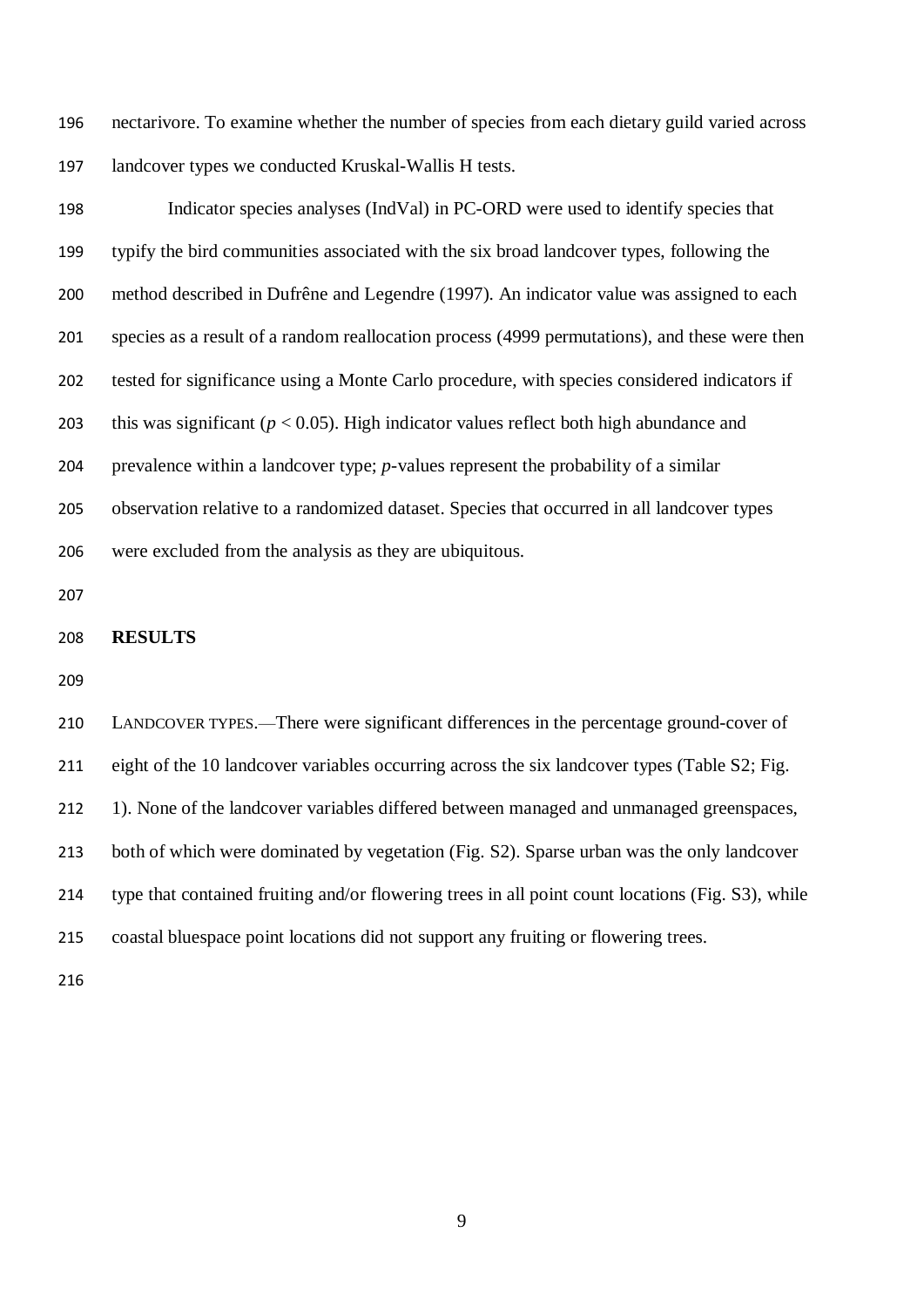nectarivore. To examine whether the number of species from each dietary guild varied across landcover types we conducted Kruskal-Wallis H tests.

Indicator species analyses (IndVal) in PC-ORD were used to identify species that typify the bird communities associated with the six broad landcover types, following the method described in Dufrêne and Legendre (1997). An indicator value was assigned to each species as a result of a random reallocation process (4999 permutations), and these were then tested for significance using a Monte Carlo procedure, with species considered indicators if this was significant ($p < 0.05$). High indicator values reflect both high abundance and prevalence within a landcover type; *p*-values represent the probability of a similar observation relative to a randomized dataset. Species that occurred in all landcover types were excluded from the analysis as they are ubiquitous.

## RESULTS

LANDCOVER TYPES.—There were significant differences in the percentage ground-cover of eight of the 10 landcover variables occurring across the six landcover types (Table S2; Fig. 1). None of the landcover variables differed between managed and unmanaged greenspaces, both of which were dominated by vegetation (Fig. S2). Sparse urban was the only landcover type that contained fruiting and/or flowering trees in all point count locations (Fig. S3), while coastal bluespace point locations did not support any fruiting or flowering trees.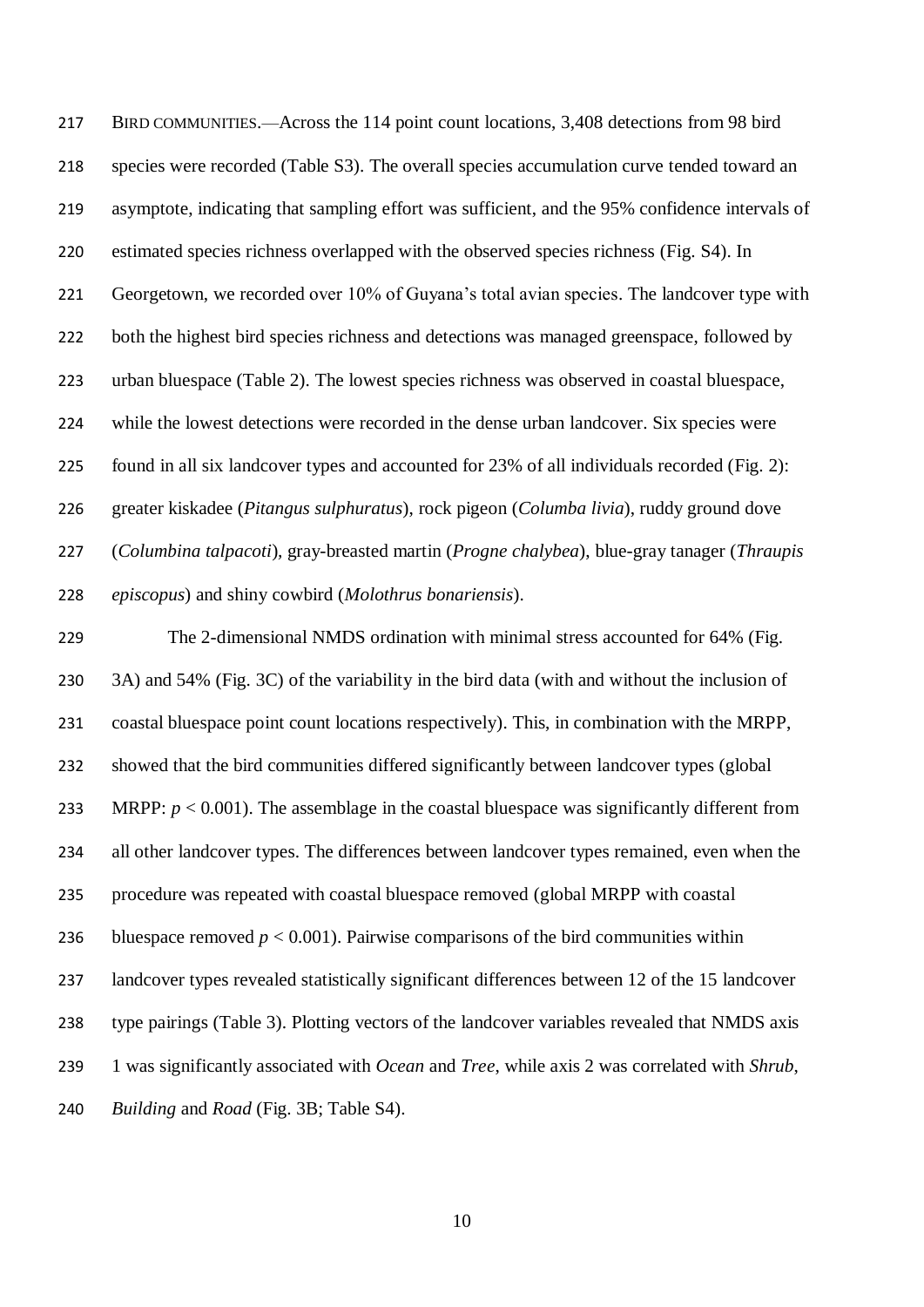BIRD COMMUNITIES.—Across the 114 point count locations, 3,408 detections from 98 bird species were recorded (Table S3). The overall species accumulation curve tended toward an asymptote, indicating that sampling effort was sufficient, and the 95% confidence intervals of estimated species richness overlapped with the observed species richness (Fig. S4). In Georgetown, we recorded over 10% of Guyana's total avian species. The landcover type with both the highest bird species richness and detections was managed greenspace, followed by urban bluespace (Table 2). The lowest species richness was observed in coastal bluespace, while the lowest detections were recorded in the dense urban landcover. Six species were found in all six landcover types and accounted for 23% of all individuals recorded (Fig. 2): greater kiskadee (*Pitangus sulphuratus*), rock pigeon (*Columba livia*), ruddy ground dove (*Columbina talpacoti*), gray-breasted martin (*Progne chalybea*), blue-gray tanager (*Thraupis episcopus*) and shiny cowbird (*Molothrus bonariensis*).

The 2-dimensional NMDS ordination with minimal stress accounted for 64% (Fig. 3A) and 54% (Fig. 3C) of the variability in the bird data (with and without the inclusion of coastal bluespace point count locations respectively). This, in combination with the MRPP, showed that the bird communities differed significantly between landcover types (global MRPP: $p < 0.001$). The assemblage in the coastal bluespace was significantly different from all other landcover types. The differences between landcover types remained, even when the procedure was repeated with coastal bluespace removed (global MRPP with coastal bluespace removed $p < 0.001$). Pairwise comparisons of the bird communities within landcover types revealed statistically significant differences between 12 of the 15 landcover type pairings (Table 3). Plotting vectors of the landcover variables revealed that NMDS axis 1 was significantly associated with *Ocean* and *Tree*, while axis 2 was correlated with *Shrub*, *Building* and *Road* (Fig. 3B; Table S4).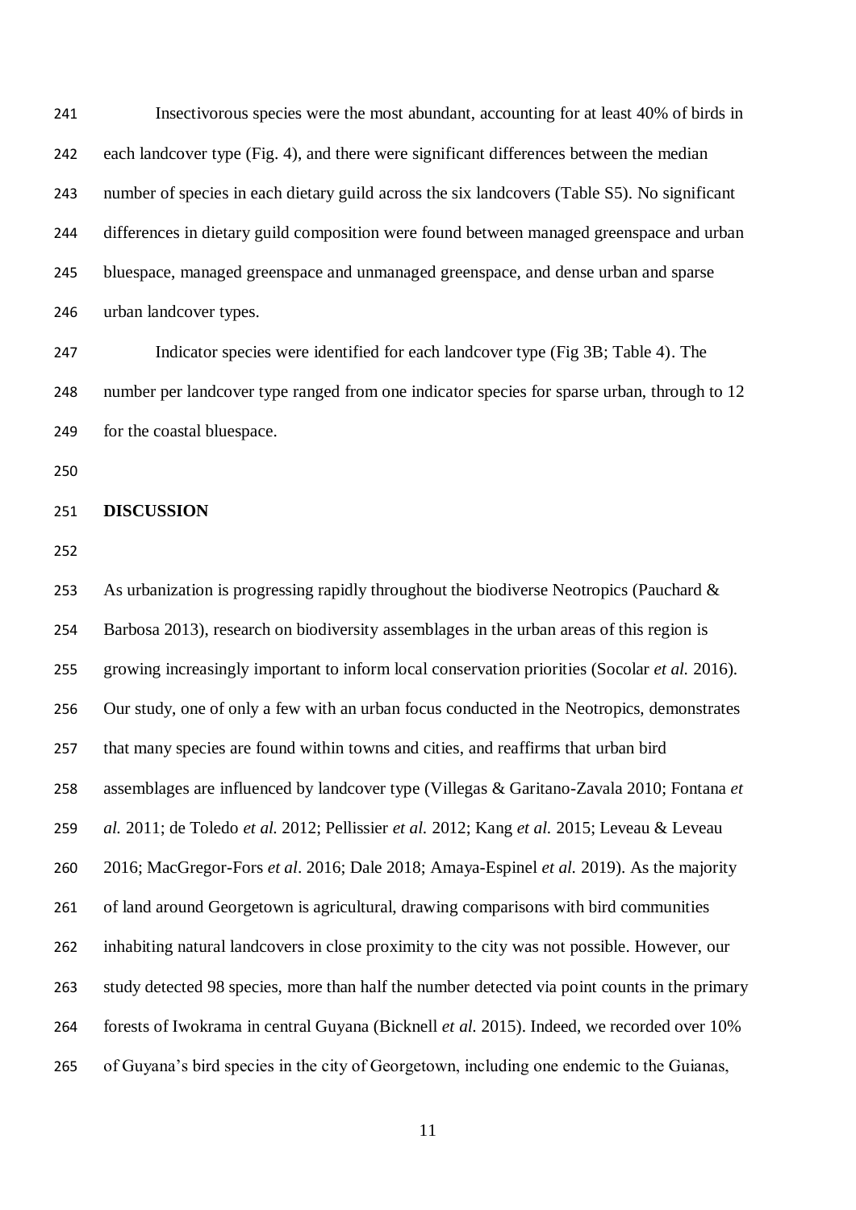Insectivorous species were the most abundant, accounting for at least 40% of birds in each landcover type (Fig. 4), and there were significant differences between the median number of species in each dietary guild across the six landcovers (Table S5). No significant differences in dietary guild composition were found between managed greenspace and urban bluespace, managed greenspace and unmanaged greenspace, and dense urban and sparse urban landcover types.

Indicator species were identified for each landcover type (Fig 3B; Table 4). The number per landcover type ranged from one indicator species for sparse urban, through to 12 for the coastal bluespace.

## DISCUSSION

As urbanization is progressing rapidly throughout the biodiverse Neotropics (Pauchard & Barbosa 2013), research on biodiversity assemblages in the urban areas of this region is growing increasingly important to inform local conservation priorities (Socolar *et al.* 2016). Our study, one of only a few with an urban focus conducted in the Neotropics, demonstrates that many species are found within towns and cities, and reaffirms that urban bird assemblages are influenced by landcover type (Villegas & Garitano-Zavala 2010; Fontana *et al.* 2011; de Toledo *et al.* 2012; Pellissier *et al.* 2012; Kang *et al.* 2015; Leveau & Leveau 2016; MacGregor-Fors *et al*. 2016; Dale 2018; Amaya-Espinel *et al.* 2019). As the majority of land around Georgetown is agricultural, drawing comparisons with bird communities inhabiting natural landcovers in close proximity to the city was not possible. However, our study detected 98 species, more than half the number detected via point counts in the primary forests of Iwokrama in central Guyana (Bicknell *et al.* 2015). Indeed, we recorded over 10% of Guyana's bird species in the city of Georgetown, including one endemic to the Guianas,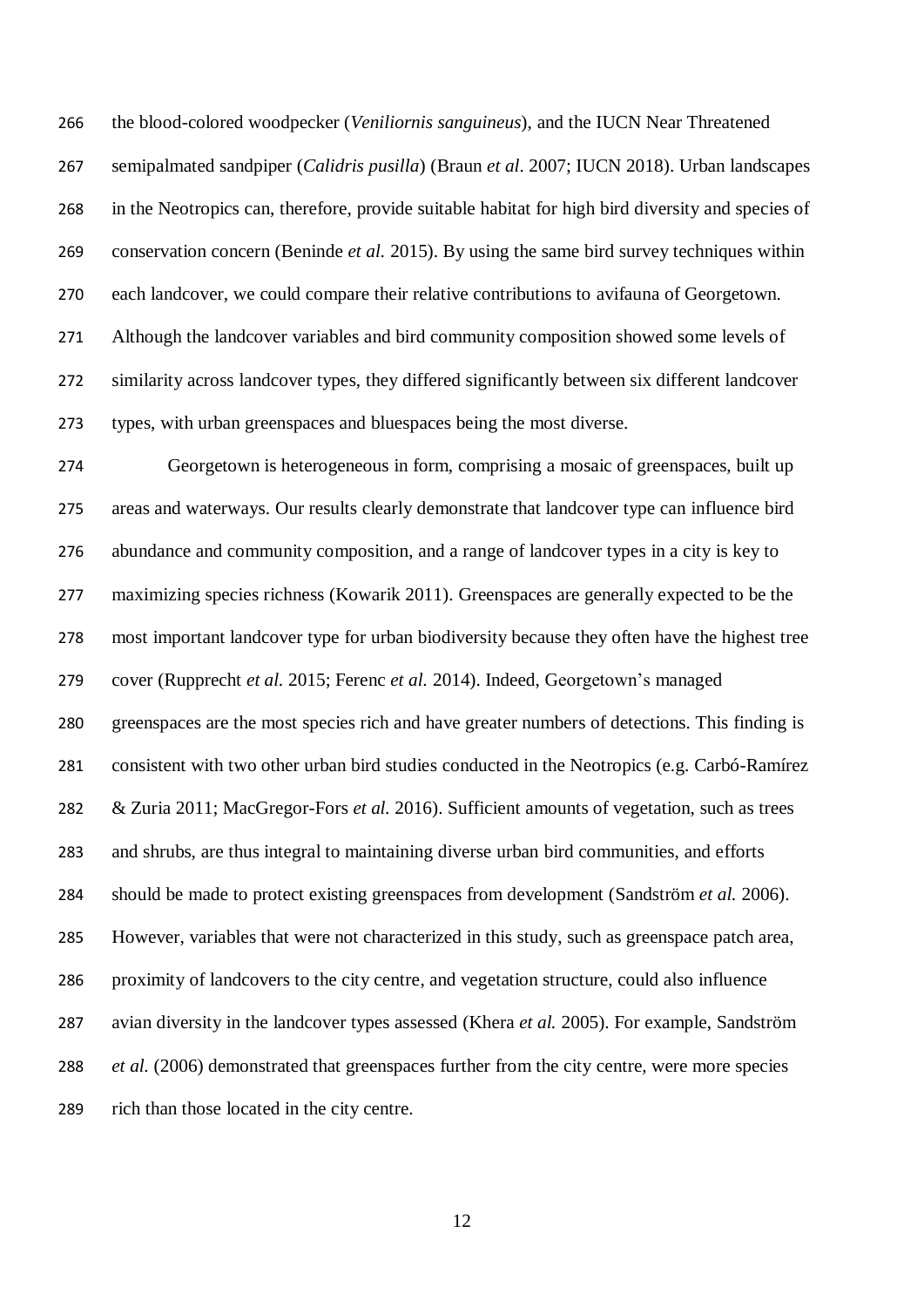the blood-colored woodpecker (*Veniliornis sanguineus*), and the IUCN Near Threatened semipalmated sandpiper (*Calidris pusilla*) (Braun *et al*. 2007; IUCN 2018). Urban landscapes in the Neotropics can, therefore, provide suitable habitat for high bird diversity and species of conservation concern (Beninde *et al.* 2015). By using the same bird survey techniques within each landcover, we could compare their relative contributions to avifauna of Georgetown. Although the landcover variables and bird community composition showed some levels of similarity across landcover types, they differed significantly between six different landcover types, with urban greenspaces and bluespaces being the most diverse.

Georgetown is heterogeneous in form, comprising a mosaic of greenspaces, built up areas and waterways. Our results clearly demonstrate that landcover type can influence bird abundance and community composition, and a range of landcover types in a city is key to maximizing species richness (Kowarik 2011). Greenspaces are generally expected to be the most important landcover type for urban biodiversity because they often have the highest tree cover (Rupprecht *et al.* 2015; Ferenc *et al.* 2014). Indeed, Georgetown's managed greenspaces are the most species rich and have greater numbers of detections. This finding is consistent with two other urban bird studies conducted in the Neotropics (e.g. Carbó-Ramírez & Zuria 2011; MacGregor-Fors *et al.* 2016). Sufficient amounts of vegetation, such as trees and shrubs, are thus integral to maintaining diverse urban bird communities, and efforts should be made to protect existing greenspaces from development (Sandström *et al.* 2006). However, variables that were not characterized in this study, such as greenspace patch area, proximity of landcovers to the city centre, and vegetation structure, could also influence avian diversity in the landcover types assessed (Khera *et al.* 2005). For example, Sandström *et al.* (2006) demonstrated that greenspaces further from the city centre, were more species rich than those located in the city centre.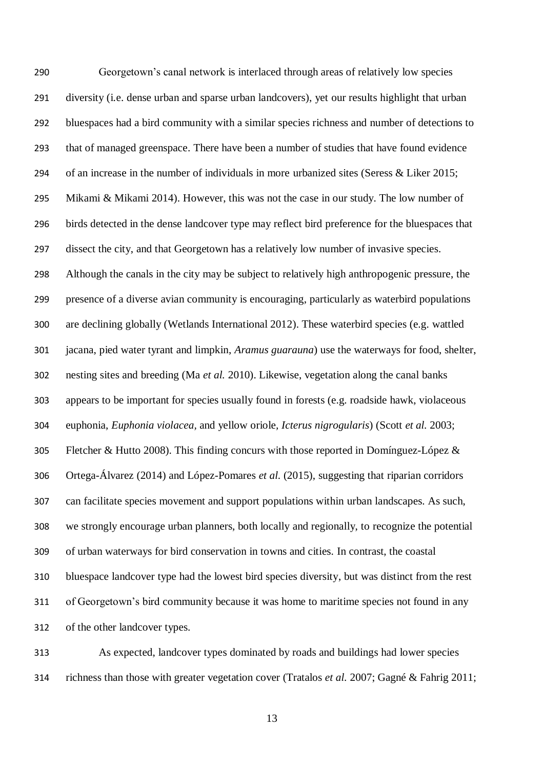Georgetown's canal network is interlaced through areas of relatively low species diversity (i.e. dense urban and sparse urban landcovers), yet our results highlight that urban bluespaces had a bird community with a similar species richness and number of detections to that of managed greenspace. There have been a number of studies that have found evidence of an increase in the number of individuals in more urbanized sites (Seress & Liker 2015; Mikami & Mikami 2014). However, this was not the case in our study. The low number of birds detected in the dense landcover type may reflect bird preference for the bluespaces that dissect the city, and that Georgetown has a relatively low number of invasive species. Although the canals in the city may be subject to relatively high anthropogenic pressure, the presence of a diverse avian community is encouraging, particularly as waterbird populations are declining globally (Wetlands International 2012). These waterbird species (e.g. wattled jacana, pied water tyrant and limpkin, *Aramus guarauna*) use the waterways for food, shelter, nesting sites and breeding (Ma *et al.* 2010). Likewise, vegetation along the canal banks appears to be important for species usually found in forests (e.g. roadside hawk, violaceous euphonia, *Euphonia violacea*, and yellow oriole, *Icterus nigrogularis*) (Scott *et al.* 2003; Fletcher & Hutto 2008). This finding concurs with those reported in Domínguez-López & Ortega-Álvarez (2014) and López-Pomares *et al.* (2015), suggesting that riparian corridors can facilitate species movement and support populations within urban landscapes. As such, we strongly encourage urban planners, both locally and regionally, to recognize the potential of urban waterways for bird conservation in towns and cities. In contrast, the coastal bluespace landcover type had the lowest bird species diversity, but was distinct from the rest of Georgetown's bird community because it was home to maritime species not found in any of the other landcover types.

As expected, landcover types dominated by roads and buildings had lower species richness than those with greater vegetation cover (Tratalos *et al.* 2007; Gagné & Fahrig 2011;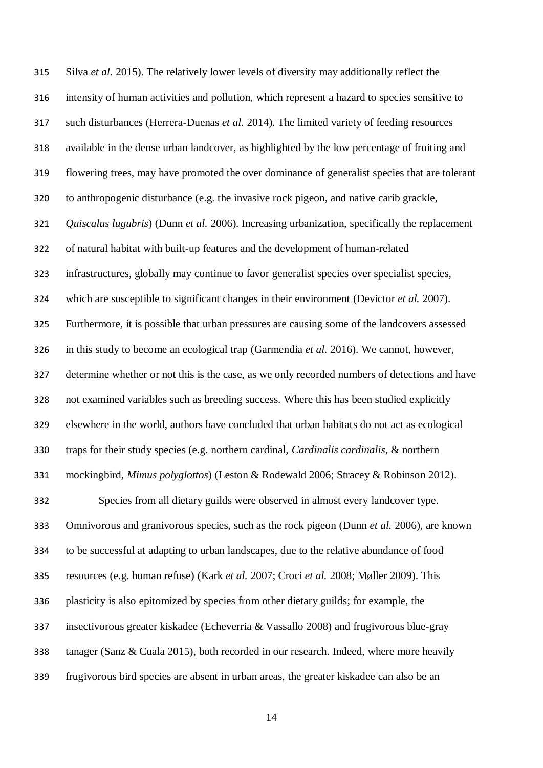Silva *et al.* 2015). The relatively lower levels of diversity may additionally reflect the intensity of human activities and pollution, which represent a hazard to species sensitive to such disturbances (Herrera-Duenas *et al.* 2014). The limited variety of feeding resources available in the dense urban landcover, as highlighted by the low percentage of fruiting and flowering trees, may have promoted the over dominance of generalist species that are tolerant to anthropogenic disturbance (e.g. the invasive rock pigeon, and native carib grackle, *Quiscalus lugubris*) (Dunn *et al.* 2006). Increasing urbanization, specifically the replacement of natural habitat with built-up features and the development of human-related infrastructures, globally may continue to favor generalist species over specialist species, which are susceptible to significant changes in their environment (Devictor *et al.* 2007). Furthermore, it is possible that urban pressures are causing some of the landcovers assessed in this study to become an ecological trap (Garmendia *et al.* 2016). We cannot, however, determine whether or not this is the case, as we only recorded numbers of detections and have not examined variables such as breeding success. Where this has been studied explicitly elsewhere in the world, authors have concluded that urban habitats do not act as ecological traps for their study species (e.g. northern cardinal, *Cardinalis cardinalis*, & northern mockingbird, *Mimus polyglottos*) (Leston & Rodewald 2006; Stracey & Robinson 2012).

Species from all dietary guilds were observed in almost every landcover type. Omnivorous and granivorous species, such as the rock pigeon (Dunn *et al.* 2006), are known to be successful at adapting to urban landscapes, due to the relative abundance of food resources (e.g. human refuse) (Kark *et al.* 2007; Croci *et al.* 2008; Møller 2009). This plasticity is also epitomized by species from other dietary guilds; for example, the insectivorous greater kiskadee (Echeverria & Vassallo 2008) and frugivorous blue-gray tanager (Sanz & Cuala 2015), both recorded in our research. Indeed, where more heavily frugivorous bird species are absent in urban areas, the greater kiskadee can also be an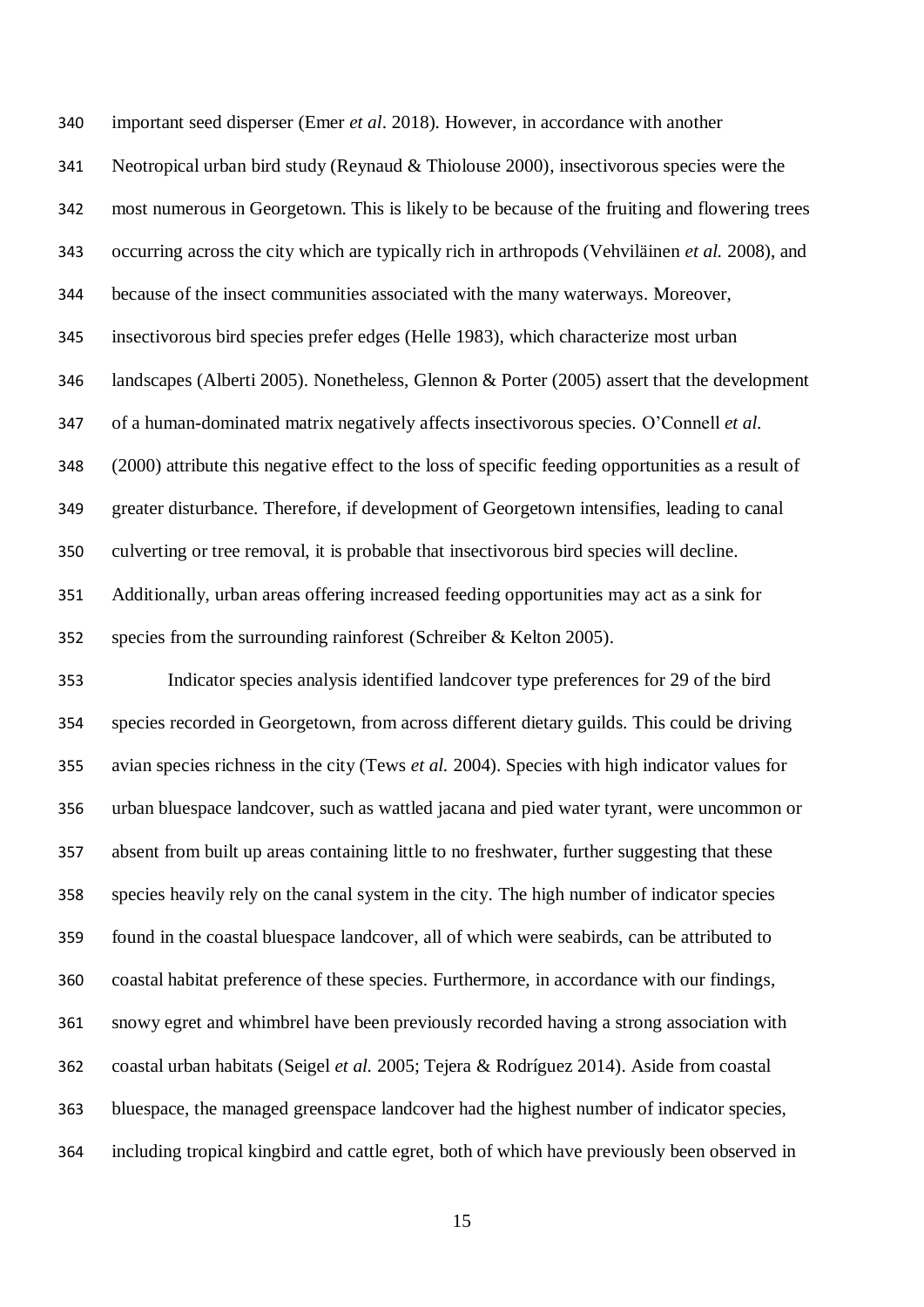important seed disperser (Emer *et al*. 2018). However, in accordance with another Neotropical urban bird study (Reynaud & Thiolouse 2000), insectivorous species were the most numerous in Georgetown. This is likely to be because of the fruiting and flowering trees occurring across the city which are typically rich in arthropods (Vehviläinen *et al.* 2008), and because of the insect communities associated with the many waterways. Moreover, insectivorous bird species prefer edges (Helle 1983), which characterize most urban landscapes (Alberti 2005). Nonetheless, Glennon & Porter (2005) assert that the development of a human-dominated matrix negatively affects insectivorous species. O'Connell *et al.* (2000) attribute this negative effect to the loss of specific feeding opportunities as a result of greater disturbance. Therefore, if development of Georgetown intensifies, leading to canal culverting or tree removal, it is probable that insectivorous bird species will decline. Additionally, urban areas offering increased feeding opportunities may act as a sink for species from the surrounding rainforest (Schreiber & Kelton 2005).

Indicator species analysis identified landcover type preferences for 29 of the bird species recorded in Georgetown, from across different dietary guilds. This could be driving avian species richness in the city (Tews *et al.* 2004). Species with high indicator values for urban bluespace landcover, such as wattled jacana and pied water tyrant, were uncommon or absent from built up areas containing little to no freshwater, further suggesting that these species heavily rely on the canal system in the city. The high number of indicator species found in the coastal bluespace landcover, all of which were seabirds, can be attributed to coastal habitat preference of these species. Furthermore, in accordance with our findings, snowy egret and whimbrel have been previously recorded having a strong association with coastal urban habitats (Seigel *et al.* 2005; Tejera & Rodríguez 2014). Aside from coastal bluespace, the managed greenspace landcover had the highest number of indicator species, including tropical kingbird and cattle egret, both of which have previously been observed in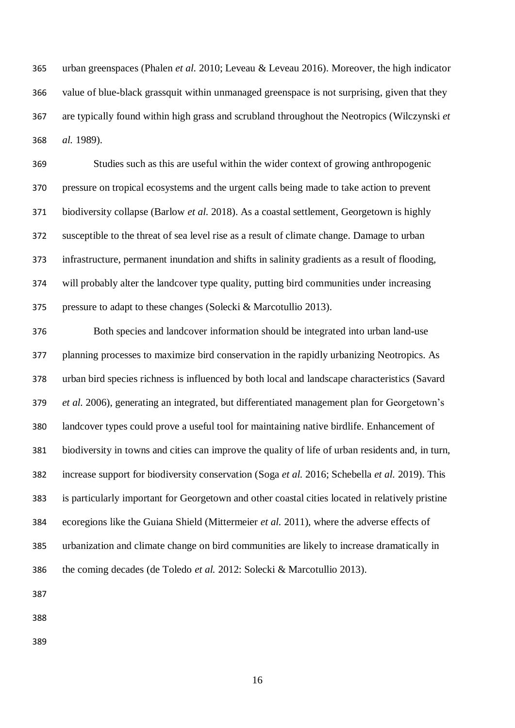urban greenspaces (Phalen *et al.* 2010; Leveau & Leveau 2016). Moreover, the high indicator value of blue-black grassquit within unmanaged greenspace is not surprising, given that they are typically found within high grass and scrubland throughout the Neotropics (Wilczynski *et al.* 1989).

Studies such as this are useful within the wider context of growing anthropogenic pressure on tropical ecosystems and the urgent calls being made to take action to prevent biodiversity collapse (Barlow *et al.* 2018). As a coastal settlement, Georgetown is highly susceptible to the threat of sea level rise as a result of climate change. Damage to urban infrastructure, permanent inundation and shifts in salinity gradients as a result of flooding, will probably alter the landcover type quality, putting bird communities under increasing pressure to adapt to these changes (Solecki & Marcotullio 2013).

Both species and landcover information should be integrated into urban land-use planning processes to maximize bird conservation in the rapidly urbanizing Neotropics. As urban bird species richness is influenced by both local and landscape characteristics (Savard *et al.* 2006), generating an integrated, but differentiated management plan for Georgetown's landcover types could prove a useful tool for maintaining native birdlife. Enhancement of biodiversity in towns and cities can improve the quality of life of urban residents and, in turn, increase support for biodiversity conservation (Soga *et al.* 2016; Schebella *et al.* 2019). This is particularly important for Georgetown and other coastal cities located in relatively pristine ecoregions like the Guiana Shield (Mittermeier *et al.* 2011), where the adverse effects of urbanization and climate change on bird communities are likely to increase dramatically in the coming decades (de Toledo *et al.* 2012: Solecki & Marcotullio 2013).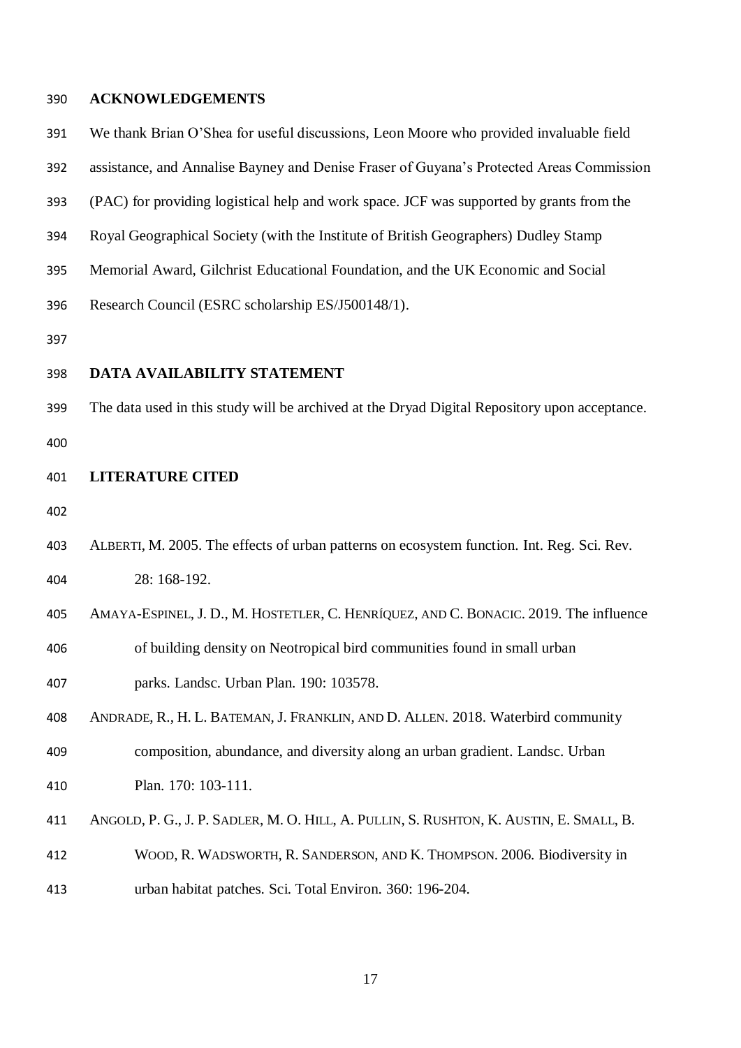## ACKNOWLEDGEMENTS

We thank Brian O'Shea for useful discussions, Leon Moore who provided invaluable field assistance, and Annalise Bayney and Denise Fraser of Guyana's Protected Areas Commission (PAC) for providing logistical help and work space. JCF was supported by grants from the Royal Geographical Society (with the Institute of British Geographers) Dudley Stamp Memorial Award, Gilchrist Educational Foundation, and the UK Economic and Social Research Council (ESRC scholarship ES/J500148/1).

## DATA AVAILABILITY STATEMENT

The data used in this study will be archived at the Dryad Digital Repository upon acceptance.

## LITERATURE CITED

ALBERTI, M. 2005. The effects of urban patterns on ecosystem function. Int. Reg. Sci. Rev. 28: 168-192.

AMAYA-ESPINEL, J. D., M. HOSTETLER, C. HENRÍQUEZ, AND C. BONACIC. 2019. The influence of building density on Neotropical bird communities found in small urban parks. Landsc. Urban Plan. 190: 103578.

ANDRADE, R., H. L. BATEMAN, J. FRANKLIN, AND D. ALLEN. 2018. Waterbird community composition, abundance, and diversity along an urban gradient. Landsc. Urban Plan. 170: 103-111.

ANGOLD, P. G., J. P. SADLER, M. O. HILL, A. PULLIN, S. RUSHTON, K. AUSTIN, E. SMALL, B. WOOD, R. WADSWORTH, R. SANDERSON, AND K. THOMPSON. 2006. Biodiversity in urban habitat patches. Sci. Total Environ. 360: 196-204.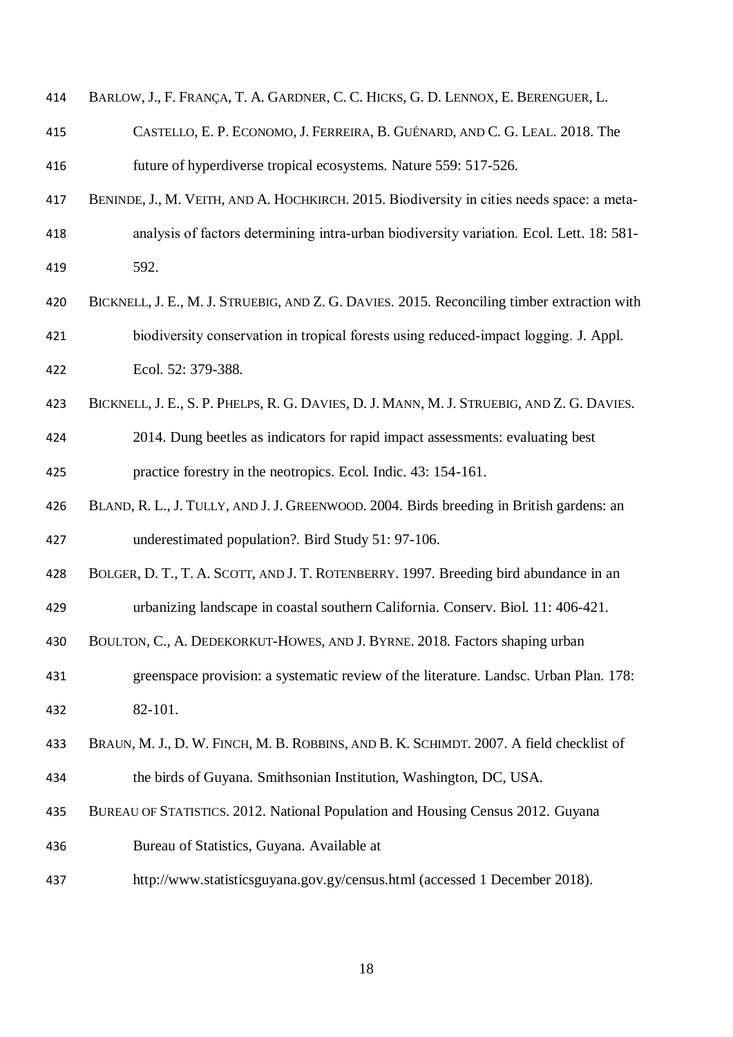BARLOW, J., F. FRANÇA, T. A. GARDNER, C. C. HICKS, G. D. LENNOX, E. BERENGUER, L. CASTELLO, E. P. ECONOMO, J. FERREIRA, B. GUÉNARD, AND C. G. LEAL. 2018. The future of hyperdiverse tropical ecosystems. Nature 559: 517-526.

BENINDE, J., M. VEITH, AND A. HOCHKIRCH. 2015. Biodiversity in cities needs space: a meta-analysis of factors determining intra-urban biodiversity variation. Ecol. Lett. 18: 581-592.

BICKNELL, J. E., M. J. STRUEBIG, AND Z. G. DAVIES. 2015. Reconciling timber extraction with biodiversity conservation in tropical forests using reduced-impact logging. J. Appl. Ecol. 52: 379-388.

BICKNELL, J. E., S. P. PHELPS, R. G. DAVIES, D. J. MANN, M. J. STRUEBIG, AND Z. G. DAVIES. 2014. Dung beetles as indicators for rapid impact assessments: evaluating best practice forestry in the neotropics. Ecol. Indic. 43: 154-161.

BLAND, R. L., J. TULLY, AND J. J. GREENWOOD. 2004. Birds breeding in British gardens: an underestimated population?. Bird Study 51: 97-106.

BOLGER, D. T., T. A. SCOTT, AND J. T. ROTENBERRY. 1997. Breeding bird abundance in an urbanizing landscape in coastal southern California. Conserv. Biol. 11: 406-421.

BOULTON, C., A. DEDEKORKUT-HOWES, AND J. BYRNE. 2018. Factors shaping urban greenspace provision: a systematic review of the literature. Landsc. Urban Plan. 178: 82-101.

BRAUN, M. J., D. W. FINCH, M. B. ROBBINS, AND B. K. SCHIMDT. 2007. A field checklist of the birds of Guyana. Smithsonian Institution, Washington, DC, USA.

BUREAU OF STATISTICS. 2012. National Population and Housing Census 2012. Guyana Bureau of Statistics, Guyana. Available at http://www.statisticsguyana.gov.gy/census.html (accessed 1 December 2018).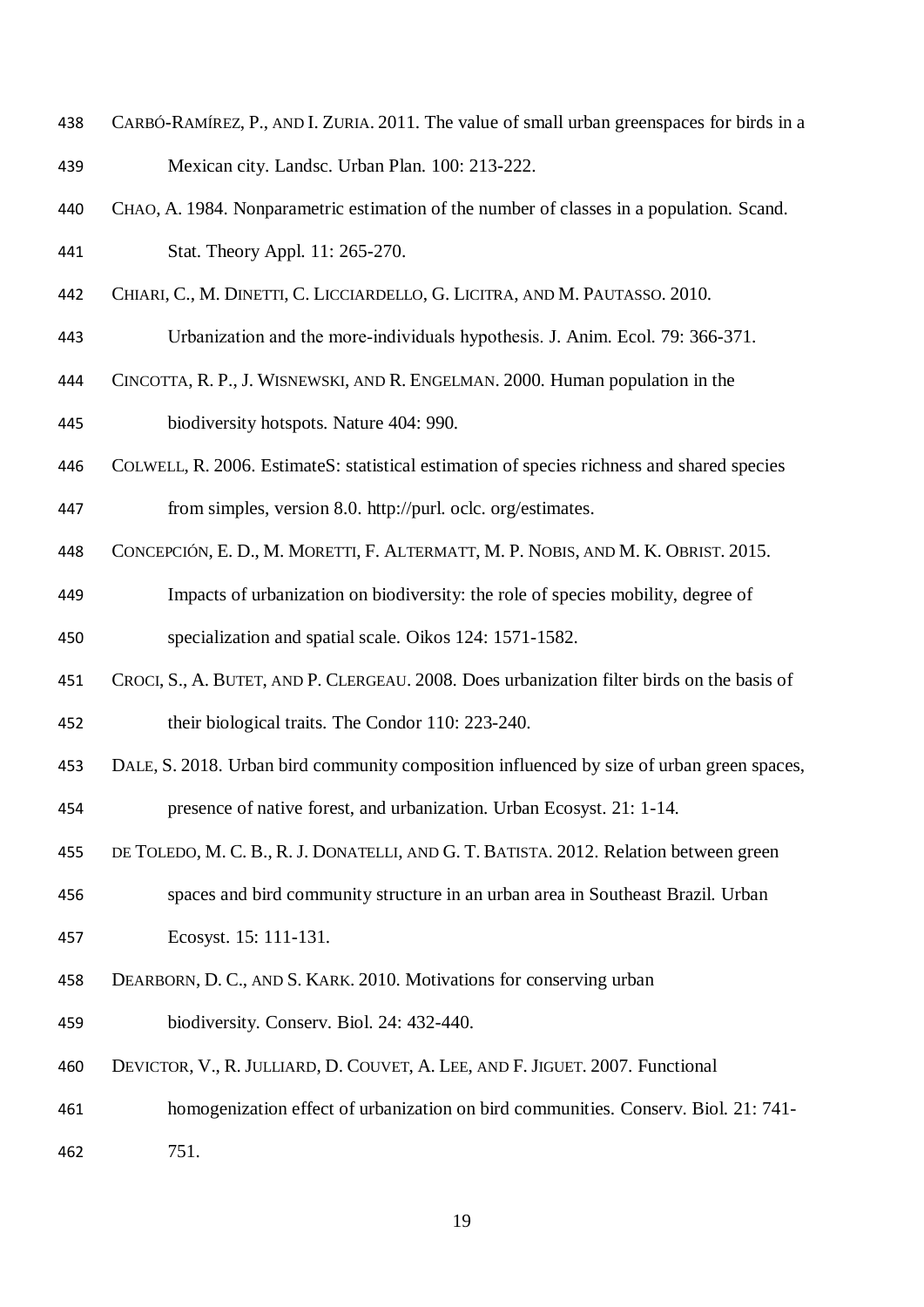CARBÓ-RAMÍREZ, P., AND I. ZURIA. 2011. The value of small urban greenspaces for birds in a Mexican city. Landsc. Urban Plan. 100: 213-222.

CHAO, A. 1984. Nonparametric estimation of the number of classes in a population. Scand. Stat. Theory Appl. 11: 265-270.

CHIARI, C., M. DINETTI, C. LICCIARDELLO, G. LICITRA, AND M. PAUTASSO. 2010. Urbanization and the more-individuals hypothesis. J. Anim. Ecol. 79: 366-371.

CINCOTTA, R. P., J. WISNEWSKI, AND R. ENGELMAN. 2000. Human population in the biodiversity hotspots. Nature 404: 990.

COLWELL, R. 2006. EstimateS: statistical estimation of species richness and shared species from simples, version 8.0. http://purl. oclc. org/estimates.

CONCEPCIÓN, E. D., M. MORETTI, F. ALTERMATT, M. P. NOBIS, AND M. K. OBRIST. 2015. Impacts of urbanization on biodiversity: the role of species mobility, degree of specialization and spatial scale. Oikos 124: 1571-1582.

CROCI, S., A. BUTET, AND P. CLERGEAU. 2008. Does urbanization filter birds on the basis of their biological traits. The Condor 110: 223-240.

DALE, S. 2018. Urban bird community composition influenced by size of urban green spaces, presence of native forest, and urbanization. Urban Ecosyst. 21: 1-14.

DE TOLEDO, M. C. B., R. J. DONATELLI, AND G. T. BATISTA. 2012. Relation between green spaces and bird community structure in an urban area in Southeast Brazil. Urban Ecosyst. 15: 111-131.

DEARBORN, D. C., AND S. KARK. 2010. Motivations for conserving urban biodiversity. Conserv. Biol. 24: 432-440.

DEVICTOR, V., R. JULLIARD, D. COUVET, A. LEE, AND F. JIGUET. 2007. Functional homogenization effect of urbanization on bird communities. Conserv. Biol. 21: 741-751.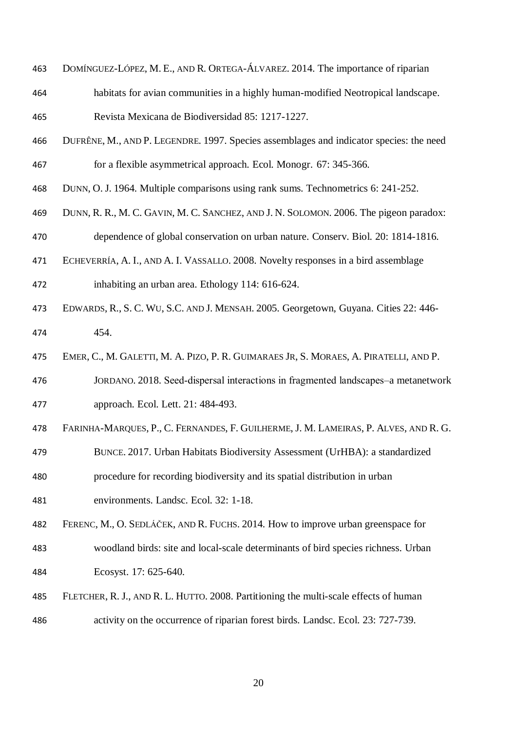DOMÍNGUEZ-LÓPEZ, M. E., AND R. ORTEGA-ÁLVAREZ. 2014. The importance of riparian habitats for avian communities in a highly human-modified Neotropical landscape. Revista Mexicana de Biodiversidad 85: 1217-1227.

DUFRÊNE, M., AND P. LEGENDRE. 1997. Species assemblages and indicator species: the need for a flexible asymmetrical approach. Ecol. Monogr. 67: 345-366.

DUNN, O. J. 1964. Multiple comparisons using rank sums. Technometrics 6: 241-252.

DUNN, R. R., M. C. GAVIN, M. C. SANCHEZ, AND J. N. SOLOMON. 2006. The pigeon paradox: dependence of global conservation on urban nature. Conserv. Biol. 20: 1814-1816.

ECHEVERRÍA, A. I., AND A. I. VASSALLO. 2008. Novelty responses in a bird assemblage inhabiting an urban area. Ethology 114: 616-624.

EDWARDS, R., S. C. WU, S.C. AND J. MENSAH. 2005. Georgetown, Guyana. Cities 22: 446-454.

EMER, C., M. GALETTI, M. A. PIZO, P. R. GUIMARAES JR, S. MORAES, A. PIRATELLI, AND P. JORDANO. 2018. Seed-dispersal interactions in fragmented landscapes–a metanetwork approach. Ecol. Lett. 21: 484-493.

FARINHA-MARQUES, P., C. FERNANDES, F. GUILHERME, J. M. LAMEIRAS, P. ALVES, AND R. G. BUNCE. 2017. Urban Habitats Biodiversity Assessment (UrHBA): a standardized procedure for recording biodiversity and its spatial distribution in urban environments. Landsc. Ecol. 32: 1-18.

FERENC, M., O. SEDLÁČEK, AND R. FUCHS. 2014. How to improve urban greenspace for woodland birds: site and local-scale determinants of bird species richness. Urban Ecosyst. 17: 625-640.

FLETCHER, R. J., AND R. L. HUTTO. 2008. Partitioning the multi-scale effects of human activity on the occurrence of riparian forest birds. Landsc. Ecol. 23: 727-739.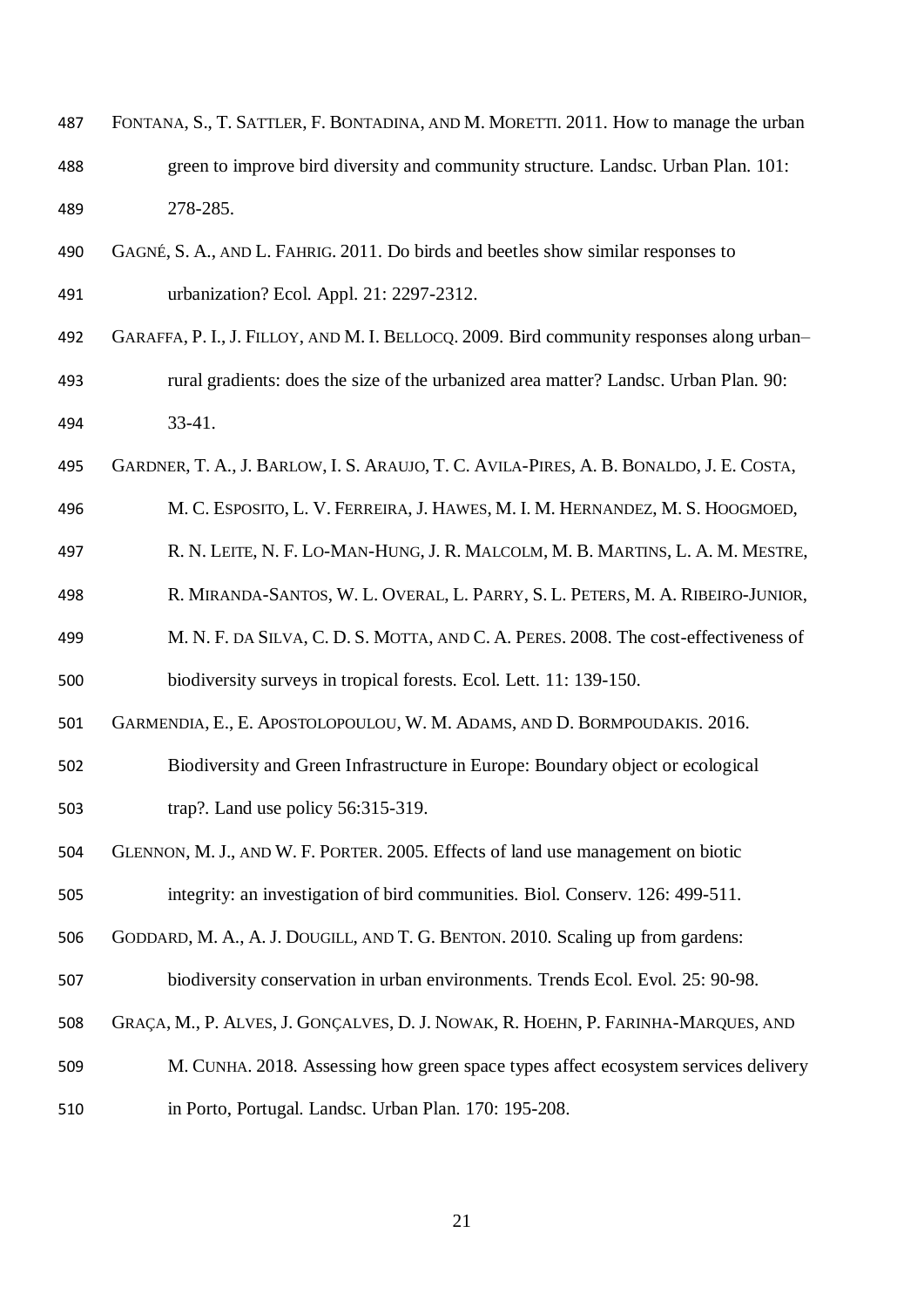FONTANA, S., T. SATTLER, F. BONTADINA, AND M. MORETTI. 2011. How to manage the urban green to improve bird diversity and community structure. Landsc. Urban Plan. 101: 278-285.

GAGNÉ, S. A., AND L. FAHRIG. 2011. Do birds and beetles show similar responses to urbanization? Ecol. Appl. 21: 2297-2312.

GARAFFA, P. I., J. FILLOY, AND M. I. BELLOCQ. 2009. Bird community responses along urban–rural gradients: does the size of the urbanized area matter? Landsc. Urban Plan. 90: 33-41.

GARDNER, T. A., J. BARLOW, I. S. ARAUJO, T. C. AVILA-PIRES, A. B. BONALDO, J. E. COSTA, M. C. ESPOSITO, L. V. FERREIRA, J. HAWES, M. I. M. HERNANDEZ, M. S. HOOGMOED, R. N. LEITE, N. F. LO-MAN-HUNG, J. R. MALCOLM, M. B. MARTINS, L. A. M. MESTRE, R. MIRANDA-SANTOS, W. L. OVERAL, L. PARRY, S. L. PETERS, M. A. RIBEIRO-JUNIOR, M. N. F. DA SILVA, C. D. S. MOTTA, AND C. A. PERES. 2008. The cost-effectiveness of biodiversity surveys in tropical forests. Ecol. Lett. 11: 139-150.

GARMENDIA, E., E. APOSTOLOPOULOU, W. M. ADAMS, AND D. BORMPOUDAKIS. 2016. Biodiversity and Green Infrastructure in Europe: Boundary object or ecological trap?. Land use policy 56:315-319.

GLENNON, M. J., AND W. F. PORTER. 2005. Effects of land use management on biotic integrity: an investigation of bird communities. Biol. Conserv. 126: 499-511.

GODDARD, M. A., A. J. DOUGILL, AND T. G. BENTON. 2010. Scaling up from gardens: biodiversity conservation in urban environments. Trends Ecol. Evol. 25: 90-98.

GRAÇA, M., P. ALVES, J. GONÇALVES, D. J. NOWAK, R. HOEHN, P. FARINHA-MARQUES, AND M. CUNHA. 2018. Assessing how green space types affect ecosystem services delivery in Porto, Portugal. Landsc. Urban Plan. 170: 195-208.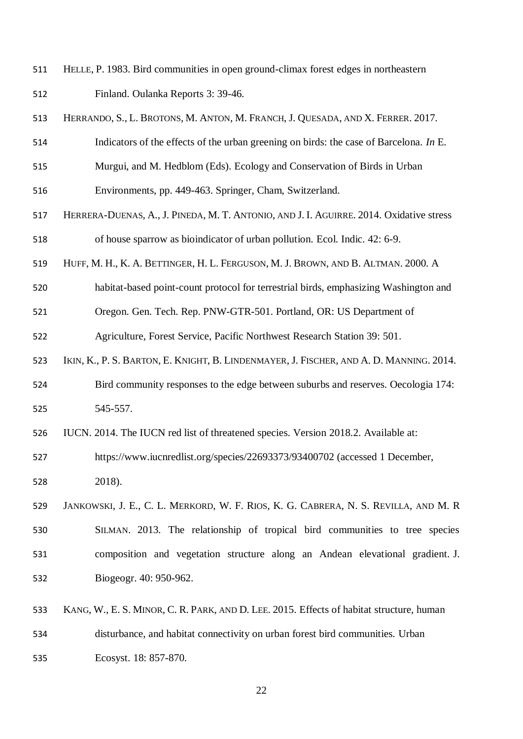HELLE, P. 1983. Bird communities in open ground-climax forest edges in northeastern Finland. Oulanka Reports 3: 39-46.

HERRANDO, S., L. BROTONS, M. ANTON, M. FRANCH, J. QUESADA, AND X. FERRER. 2017. Indicators of the effects of the urban greening on birds: the case of Barcelona. *In* E. Murgui, and M. Hedblom (Eds). Ecology and Conservation of Birds in Urban Environments, pp. 449-463. Springer, Cham, Switzerland.

HERRERA-DUENAS, A., J. PINEDA, M. T. ANTONIO, AND J. I. AGUIRRE. 2014. Oxidative stress of house sparrow as bioindicator of urban pollution. Ecol. Indic. 42: 6-9.

HUFF, M. H., K. A. BETTINGER, H. L. FERGUSON, M. J. BROWN, AND B. ALTMAN. 2000. A habitat-based point-count protocol for terrestrial birds, emphasizing Washington and Oregon. Gen. Tech. Rep. PNW-GTR-501. Portland, OR: US Department of Agriculture, Forest Service, Pacific Northwest Research Station 39: 501.

IKIN, K., P. S. BARTON, E. KNIGHT, B. LINDENMAYER, J. FISCHER, AND A. D. MANNING. 2014. Bird community responses to the edge between suburbs and reserves. Oecologia 174: 545-557.

IUCN. 2014. The IUCN red list of threatened species. Version 2018.2. Available at: https://www.iucnredlist.org/species/22693373/93400702 (accessed 1 December, 2018).

JANKOWSKI, J. E., C. L. MERKORD, W. F. RIOS, K. G. CABRERA, N. S. REVILLA, AND M. R SILMAN. 2013. The relationship of tropical bird communities to tree species composition and vegetation structure along an Andean elevational gradient. J. Biogeogr. 40: 950-962.

KANG, W., E. S. MINOR, C. R. PARK, AND D. LEE. 2015. Effects of habitat structure, human disturbance, and habitat connectivity on urban forest bird communities. Urban Ecosyst. 18: 857-870.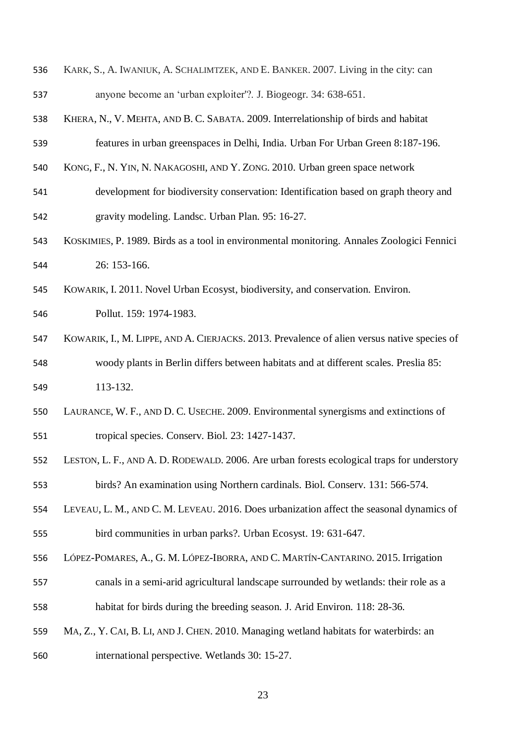KARK, S., A. IWANIUK, A. SCHALIMTZEK, AND E. BANKER. 2007. Living in the city: can anyone become an 'urban exploiter'?. J. Biogeogr. 34: 638-651.

KHERA, N., V. MEHTA, AND B. C. SABATA. 2009. Interrelationship of birds and habitat features in urban greenspaces in Delhi, India. Urban For Urban Green 8:187-196.

KONG, F., N. YIN, N. NAKAGOSHI, AND Y. ZONG. 2010. Urban green space network development for biodiversity conservation: Identification based on graph theory and gravity modeling. Landsc. Urban Plan. 95: 16-27.

KOSKIMIES, P. 1989. Birds as a tool in environmental monitoring. Annales Zoologici Fennici 26: 153-166.

KOWARIK, I. 2011. Novel Urban Ecosyst, biodiversity, and conservation. Environ. Pollut. 159: 1974-1983.

KOWARIK, I., M. LIPPE, AND A. CIERJACKS. 2013. Prevalence of alien versus native species of woody plants in Berlin differs between habitats and at different scales. Preslia 85: 113-132.

LAURANCE, W. F., AND D. C. USECHE. 2009. Environmental synergisms and extinctions of tropical species. Conserv. Biol. 23: 1427-1437.

LESTON, L. F., AND A. D. RODEWALD. 2006. Are urban forests ecological traps for understory birds? An examination using Northern cardinals. Biol. Conserv. 131: 566-574.

LEVEAU, L. M., AND C. M. LEVEAU. 2016. Does urbanization affect the seasonal dynamics of bird communities in urban parks?. Urban Ecosyst. 19: 631-647.

LÓPEZ-POMARES, A., G. M. LÓPEZ-IBORRA, AND C. MARTÍN-CANTARINO. 2015. Irrigation canals in a semi-arid agricultural landscape surrounded by wetlands: their role as a habitat for birds during the breeding season. J. Arid Environ. 118: 28-36.

MA, Z., Y. CAI, B. LI, AND J. CHEN. 2010. Managing wetland habitats for waterbirds: an international perspective. Wetlands 30: 15-27.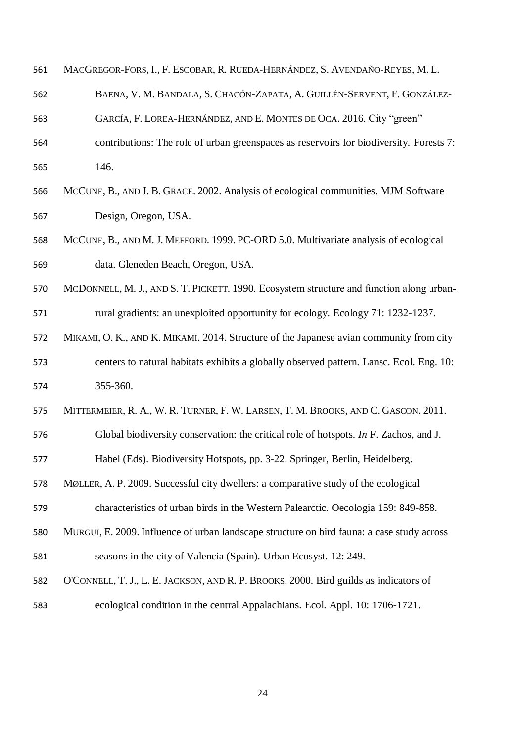MacGregor-Fors, I., F. Escobar, R. Rueda-Hernández, S. Avendaño-Reyes, M. L. Baena, V. M. Bandala, S. Chacón-Zapata, A. Guillén-Servent, F. González-García, F. Lorea-Hernández, and E. Montes de Oca. 2016. City "green" contributions: The role of urban greenspaces as reservoirs for biodiversity. Forests 7: 146.

McCune, B., and J. B. Grace. 2002. Analysis of ecological communities. MJM Software Design, Oregon, USA.

McCune, B., and M. J. Mefford. 1999. PC-ORD 5.0. Multivariate analysis of ecological data. Gleneden Beach, Oregon, USA.

McDonnell, M. J., and S. T. Pickett. 1990. Ecosystem structure and function along urban-rural gradients: an unexploited opportunity for ecology. Ecology 71: 1232-1237.

Mikami, O. K., and K. Mikami. 2014. Structure of the Japanese avian community from city centers to natural habitats exhibits a globally observed pattern. Lansc. Ecol. Eng. 10: 355-360.

Mittermeier, R. A., W. R. Turner, F. W. Larsen, T. M. Brooks, and C. Gascon. 2011. Global biodiversity conservation: the critical role of hotspots. *In* F. Zachos, and J. Habel (Eds). Biodiversity Hotspots, pp. 3-22. Springer, Berlin, Heidelberg.

Møller, A. P. 2009. Successful city dwellers: a comparative study of the ecological characteristics of urban birds in the Western Palearctic. Oecologia 159: 849-858.

Murgui, E. 2009. Influence of urban landscape structure on bird fauna: a case study across seasons in the city of Valencia (Spain). Urban Ecosyst. 12: 249.

O'Connell, T. J., L. E. Jackson, and R. P. Brooks. 2000. Bird guilds as indicators of ecological condition in the central Appalachians. Ecol. Appl. 10: 1706-1721.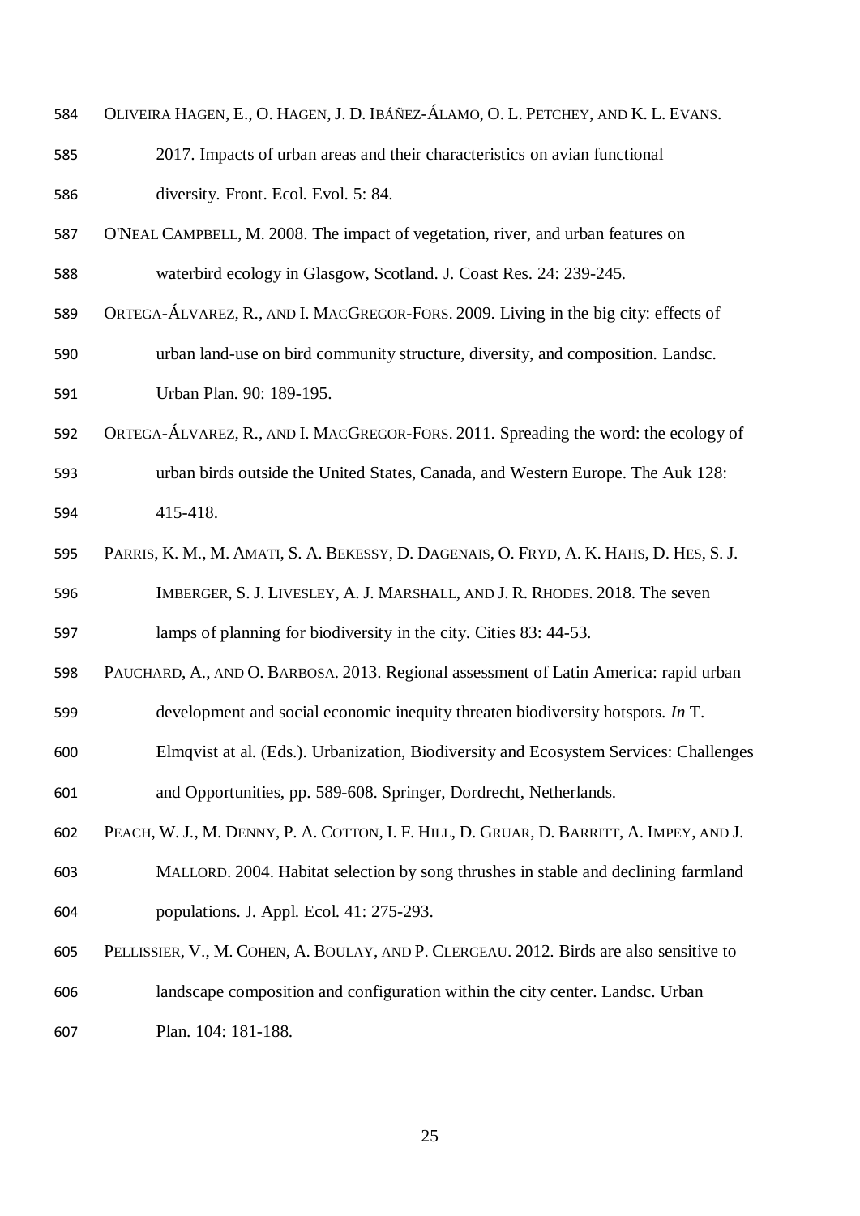OLIVEIRA HAGEN, E., O. HAGEN, J. D. IBÁÑEZ-ÁLAMO, O. L. PETCHEY, AND K. L. EVANS. 2017. Impacts of urban areas and their characteristics on avian functional diversity. Front. Ecol. Evol. 5: 84.

O'NEAL CAMPBELL, M. 2008. The impact of vegetation, river, and urban features on waterbird ecology in Glasgow, Scotland. J. Coast Res. 24: 239-245.

ORTEGA-ÁLVAREZ, R., AND I. MACGREGOR-FORS. 2009. Living in the big city: effects of urban land-use on bird community structure, diversity, and composition. Landsc. Urban Plan. 90: 189-195.

ORTEGA-ÁLVAREZ, R., AND I. MACGREGOR-FORS. 2011. Spreading the word: the ecology of urban birds outside the United States, Canada, and Western Europe. The Auk 128: 415-418.

PARRIS, K. M., M. AMATI, S. A. BEKESSY, D. DAGENAIS, O. FRYD, A. K. HAHS, D. HES, S. J. IMBERGER, S. J. LIVESLEY, A. J. MARSHALL, AND J. R. RHODES. 2018. The seven lamps of planning for biodiversity in the city. Cities 83: 44-53.

PAUCHARD, A., AND O. BARBOSA. 2013. Regional assessment of Latin America: rapid urban development and social economic inequity threaten biodiversity hotspots. *In* T. Elmqvist at al. (Eds.). Urbanization, Biodiversity and Ecosystem Services: Challenges and Opportunities, pp. 589-608. Springer, Dordrecht, Netherlands.

PEACH, W. J., M. DENNY, P. A. COTTON, I. F. HILL, D. GRUAR, D. BARRITT, A. IMPEY, AND J. MALLORD. 2004. Habitat selection by song thrushes in stable and declining farmland populations. J. Appl. Ecol. 41: 275-293.

PELLISSIER, V., M. COHEN, A. BOULAY, AND P. CLERGEAU. 2012. Birds are also sensitive to landscape composition and configuration within the city center. Landsc. Urban Plan. 104: 181-188.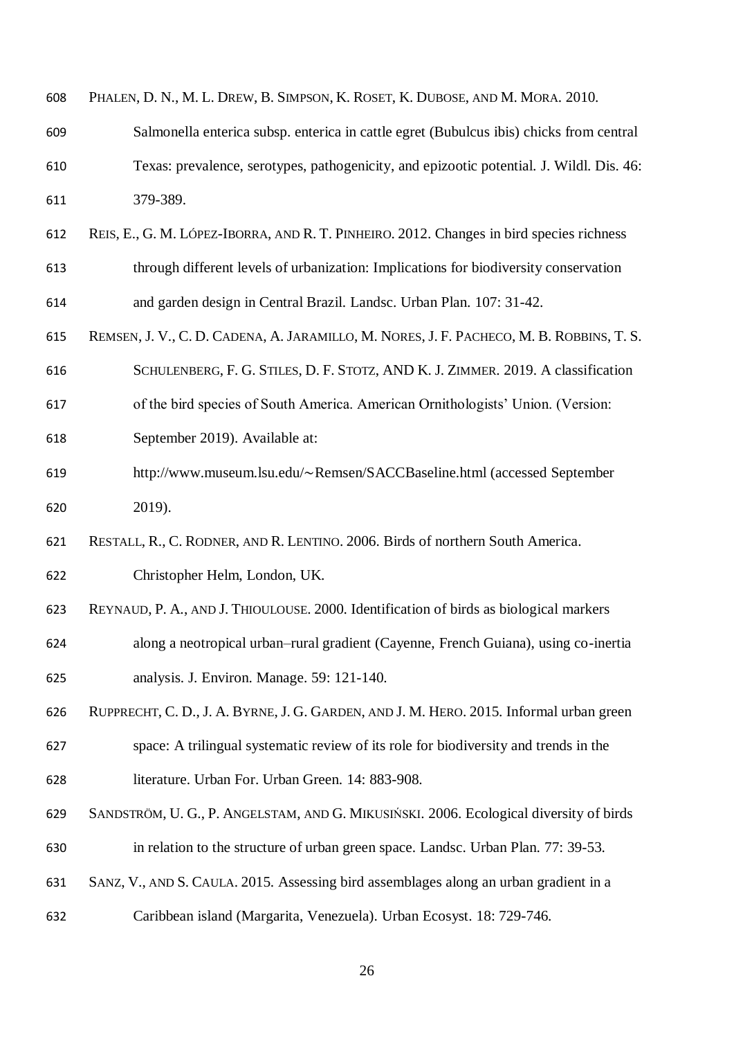PHALEN, D. N., M. L. DREW, B. SIMPSON, K. ROSET, K. DUBOSE, AND M. MORA. 2010. Salmonella enterica subsp. enterica in cattle egret (Bubulcus ibis) chicks from central Texas: prevalence, serotypes, pathogenicity, and epizootic potential. J. Wildl. Dis. 46: 379-389.

REIS, E., G. M. LÓPEZ-IBORRA, AND R. T. PINHEIRO. 2012. Changes in bird species richness through different levels of urbanization: Implications for biodiversity conservation and garden design in Central Brazil. Landsc. Urban Plan. 107: 31-42.

REMSEN, J. V., C. D. CADENA, A. JARAMILLO, M. NORES, J. F. PACHECO, M. B. ROBBINS, T. S. SCHULENBERG, F. G. STILES, D. F. STOTZ, AND K. J. ZIMMER. 2019. A classification of the bird species of South America. American Ornithologists' Union. (Version: September 2019). Available at: http://www.museum.lsu.edu/~Remsen/SACCBaseline.html (accessed September 2019).

RESTALL, R., C. RODNER, AND R. LENTINO. 2006. Birds of northern South America. Christopher Helm, London, UK.

REYNAUD, P. A., AND J. THIOULOUSE. 2000. Identification of birds as biological markers along a neotropical urban–rural gradient (Cayenne, French Guiana), using co-inertia analysis. J. Environ. Manage. 59: 121-140.

RUPPRECHT, C. D., J. A. BYRNE, J. G. GARDEN, AND J. M. HERO. 2015. Informal urban green space: A trilingual systematic review of its role for biodiversity and trends in the literature. Urban For. Urban Green. 14: 883-908.

SANDSTRÖM, U. G., P. ANGELSTAM, AND G. MIKUSIŃSKI. 2006. Ecological diversity of birds in relation to the structure of urban green space. Landsc. Urban Plan. 77: 39-53.

SANZ, V., AND S. CAULA. 2015. Assessing bird assemblages along an urban gradient in a Caribbean island (Margarita, Venezuela). Urban Ecosyst. 18: 729-746.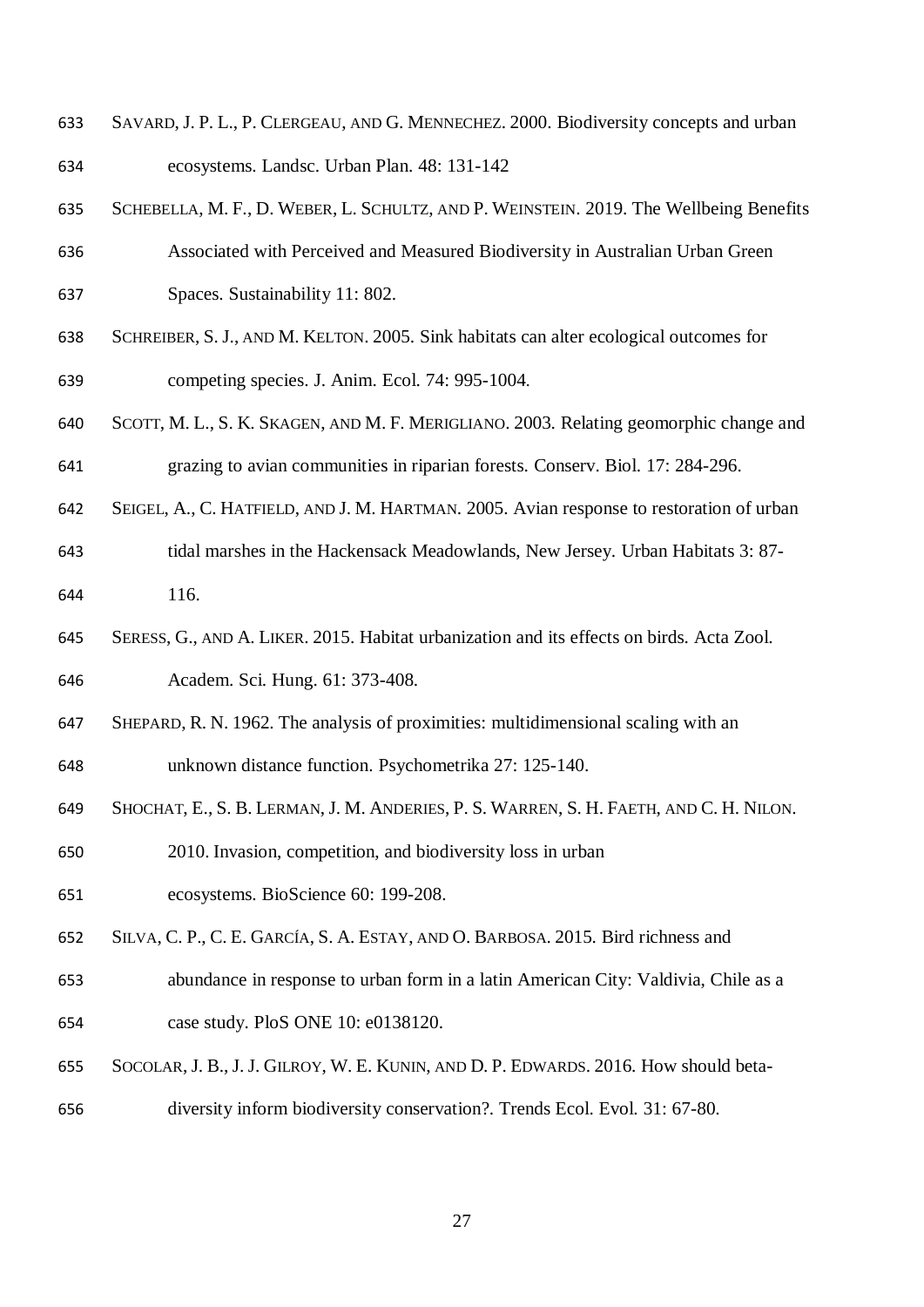SAVARD, J. P. L., P. CLERGEAU, AND G. MENNECHEZ. 2000. Biodiversity concepts and urban ecosystems. Landsc. Urban Plan. 48: 131-142

SCHEBELLA, M. F., D. WEBER, L. SCHULTZ, AND P. WEINSTEIN. 2019. The Wellbeing Benefits Associated with Perceived and Measured Biodiversity in Australian Urban Green Spaces. Sustainability 11: 802.

SCHREIBER, S. J., AND M. KELTON. 2005. Sink habitats can alter ecological outcomes for competing species. J. Anim. Ecol. 74: 995-1004.

SCOTT, M. L., S. K. SKAGEN, AND M. F. MERIGLIANO. 2003. Relating geomorphic change and grazing to avian communities in riparian forests. Conserv. Biol. 17: 284-296.

SEIGEL, A., C. HATFIELD, AND J. M. HARTMAN. 2005. Avian response to restoration of urban tidal marshes in the Hackensack Meadowlands, New Jersey. Urban Habitats 3: 87-116.

SERESS, G., AND A. LIKER. 2015. Habitat urbanization and its effects on birds. Acta Zool. Academ. Sci. Hung. 61: 373-408.

SHEPARD, R. N. 1962. The analysis of proximities: multidimensional scaling with an unknown distance function. Psychometrika 27: 125-140.

SHOCHAT, E., S. B. LERMAN, J. M. ANDERIES, P. S. WARREN, S. H. FAETH, AND C. H. NILON. 2010. Invasion, competition, and biodiversity loss in urban ecosystems. BioScience 60: 199-208.

SILVA, C. P., C. E. GARCÍA, S. A. ESTAY, AND O. BARBOSA. 2015. Bird richness and abundance in response to urban form in a latin American City: Valdivia, Chile as a case study. PloS ONE 10: e0138120.

SOCOLAR, J. B., J. J. GILROY, W. E. KUNIN, AND D. P. EDWARDS. 2016. How should beta-diversity inform biodiversity conservation?. Trends Ecol. Evol. 31: 67-80.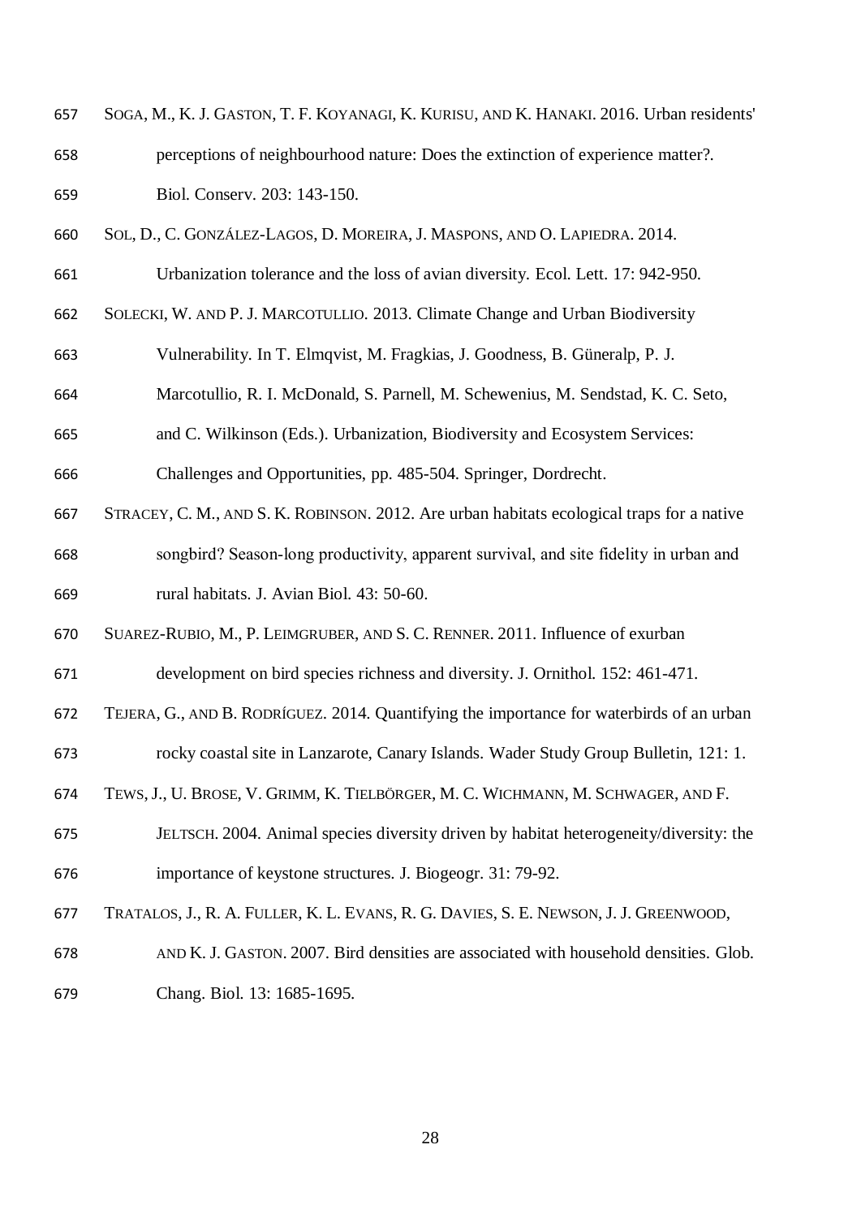SOGA, M., K. J. GASTON, T. F. KOYANAGI, K. KURISU, AND K. HANAKI. 2016. Urban residents' perceptions of neighbourhood nature: Does the extinction of experience matter?. Biol. Conserv. 203: 143-150.

SOL, D., C. GONZÁLEZ-LAGOS, D. MOREIRA, J. MASPONS, AND O. LAPIEDRA. 2014. Urbanization tolerance and the loss of avian diversity. Ecol. Lett. 17: 942-950.

SOLECKI, W. AND P. J. MARCOTULLIO. 2013. Climate Change and Urban Biodiversity Vulnerability. In T. Elmqvist, M. Fragkias, J. Goodness, B. Güneralp, P. J. Marcotullio, R. I. McDonald, S. Parnell, M. Schewenius, M. Sendstad, K. C. Seto, and C. Wilkinson (Eds.). Urbanization, Biodiversity and Ecosystem Services: Challenges and Opportunities, pp. 485-504. Springer, Dordrecht.

STRACEY, C. M., AND S. K. ROBINSON. 2012. Are urban habitats ecological traps for a native songbird? Season-long productivity, apparent survival, and site fidelity in urban and rural habitats. J. Avian Biol. 43: 50-60.

SUAREZ-RUBIO, M., P. LEIMGRUBER, AND S. C. RENNER. 2011. Influence of exurban development on bird species richness and diversity. J. Ornithol. 152: 461-471.

TEJERA, G., AND B. RODRÍGUEZ. 2014. Quantifying the importance for waterbirds of an urban rocky coastal site in Lanzarote, Canary Islands. Wader Study Group Bulletin, 121: 1.

TEWS, J., U. BROSE, V. GRIMM, K. TIELBÖRGER, M. C. WICHMANN, M. SCHWAGER, AND F. JELTSCH. 2004. Animal species diversity driven by habitat heterogeneity/diversity: the importance of keystone structures. J. Biogeogr. 31: 79-92.

TRATALOS, J., R. A. FULLER, K. L. EVANS, R. G. DAVIES, S. E. NEWSON, J. J. GREENWOOD, AND K. J. GASTON. 2007. Bird densities are associated with household densities. Glob. Chang. Biol. 13: 1685-1695.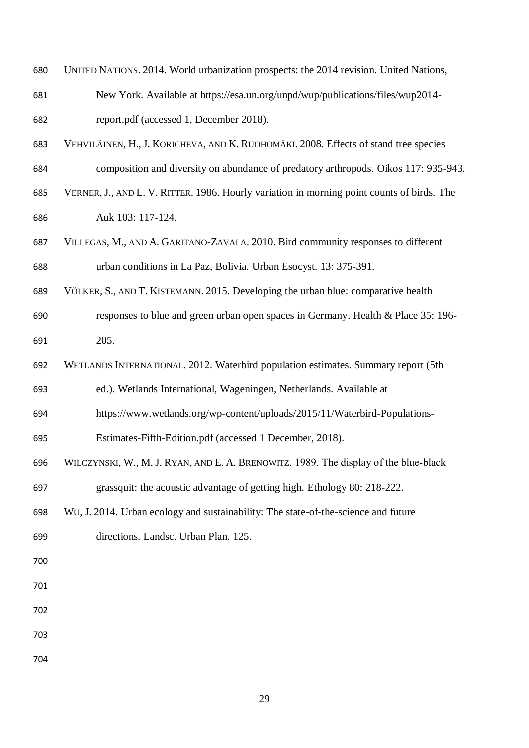UNITED NATIONS. 2014. World urbanization prospects: the 2014 revision. United Nations, New York. Available at https://esa.un.org/unpd/wup/publications/files/wup2014-report.pdf (accessed 1, December 2018).

VEHVILÄINEN, H., J. KORICHEVA, AND K. RUOHOMÄKI. 2008. Effects of stand tree species composition and diversity on abundance of predatory arthropods. Oikos 117: 935-943.

VERNER, J., AND L. V. RITTER. 1986. Hourly variation in morning point counts of birds. The Auk 103: 117-124.

VILLEGAS, M., AND A. GARITANO-ZAVALA. 2010. Bird community responses to different urban conditions in La Paz, Bolivia. Urban Esocyst. 13: 375-391.

VÖLKER, S., AND T. KISTEMANN. 2015. Developing the urban blue: comparative health responses to blue and green urban open spaces in Germany. Health & Place 35: 196-205.

WETLANDS INTERNATIONAL. 2012. Waterbird population estimates. Summary report (5th ed.). Wetlands International, Wageningen, Netherlands. Available at https://www.wetlands.org/wp-content/uploads/2015/11/Waterbird-Populations-Estimates-Fifth-Edition.pdf (accessed 1 December, 2018).

WILCZYNSKI, W., M. J. RYAN, AND E. A. BRENOWITZ. 1989. The display of the blue-black grassquit: the acoustic advantage of getting high. Ethology 80: 218-222.

WU, J. 2014. Urban ecology and sustainability: The state-of-the-science and future directions. Landsc. Urban Plan. 125.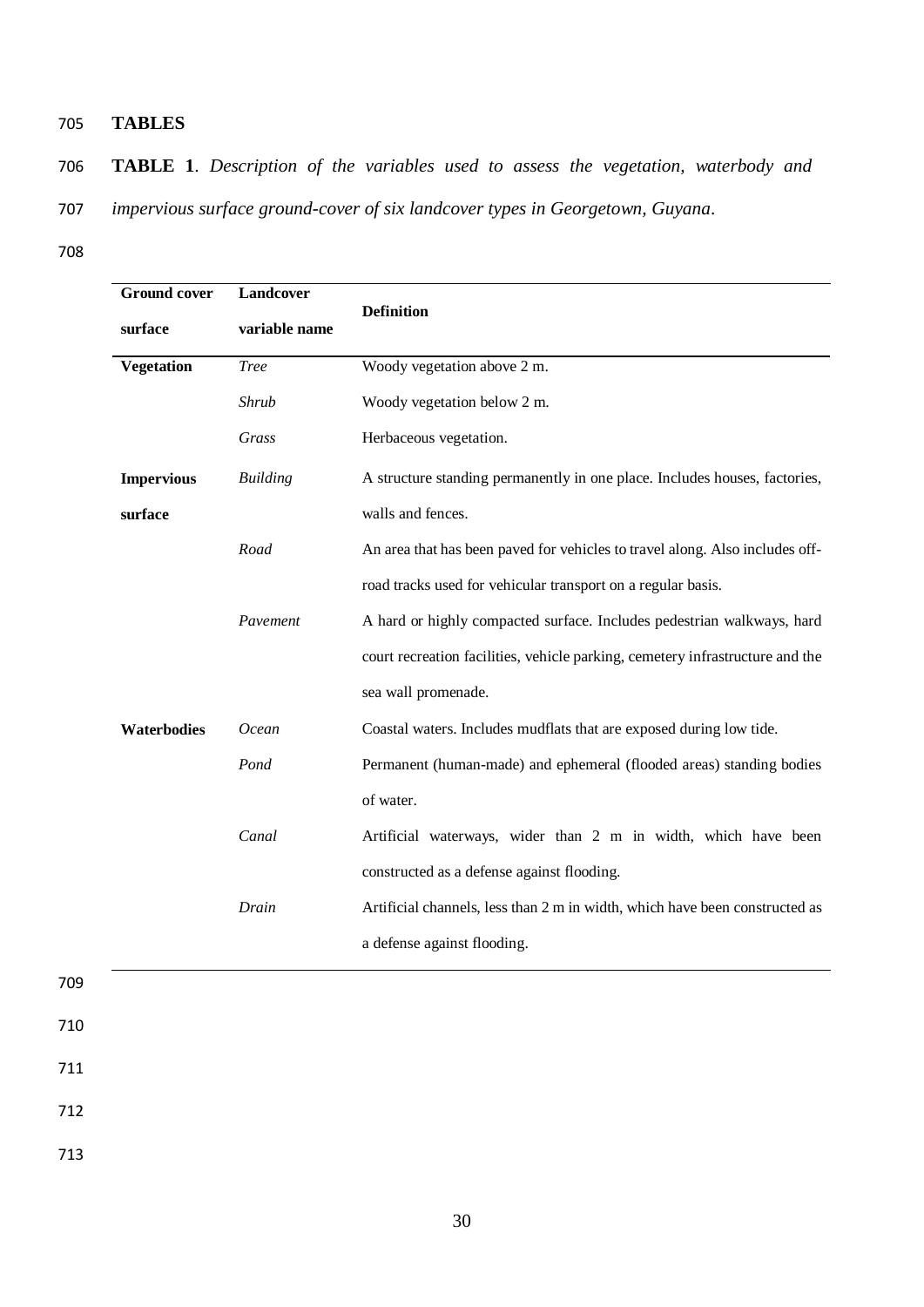## TABLES

**TABLE 1**. *Description of the variables used to assess the vegetation, waterbody and impervious surface ground-cover of six landcover types in Georgetown, Guyana*.

| Ground cover surface | Landcover variable name | Definition |
|---|---|---|
| **Vegetation** | *Tree* | Woody vegetation above 2 m. |
| | *Shrub* | Woody vegetation below 2 m. |
| | *Grass* | Herbaceous vegetation. |
| **Impervious surface** | *Building* | A structure standing permanently in one place. Includes houses, factories, walls and fences. |
| | *Road* | An area that has been paved for vehicles to travel along. Also includes off-road tracks used for vehicular transport on a regular basis. |
| | *Pavement* | A hard or highly compacted surface. Includes pedestrian walkways, hard court recreation facilities, vehicle parking, cemetery infrastructure and the sea wall promenade. |
| **Waterbodies** | *Ocean* | Coastal waters. Includes mudflats that are exposed during low tide. |
| | *Pond* | Permanent (human-made) and ephemeral (flooded areas) standing bodies of water. |
| | *Canal* | Artificial waterways, wider than 2 m in width, which have been constructed as a defense against flooding. |
| | *Drain* | Artificial channels, less than 2 m in width, which have been constructed as a defense against flooding. |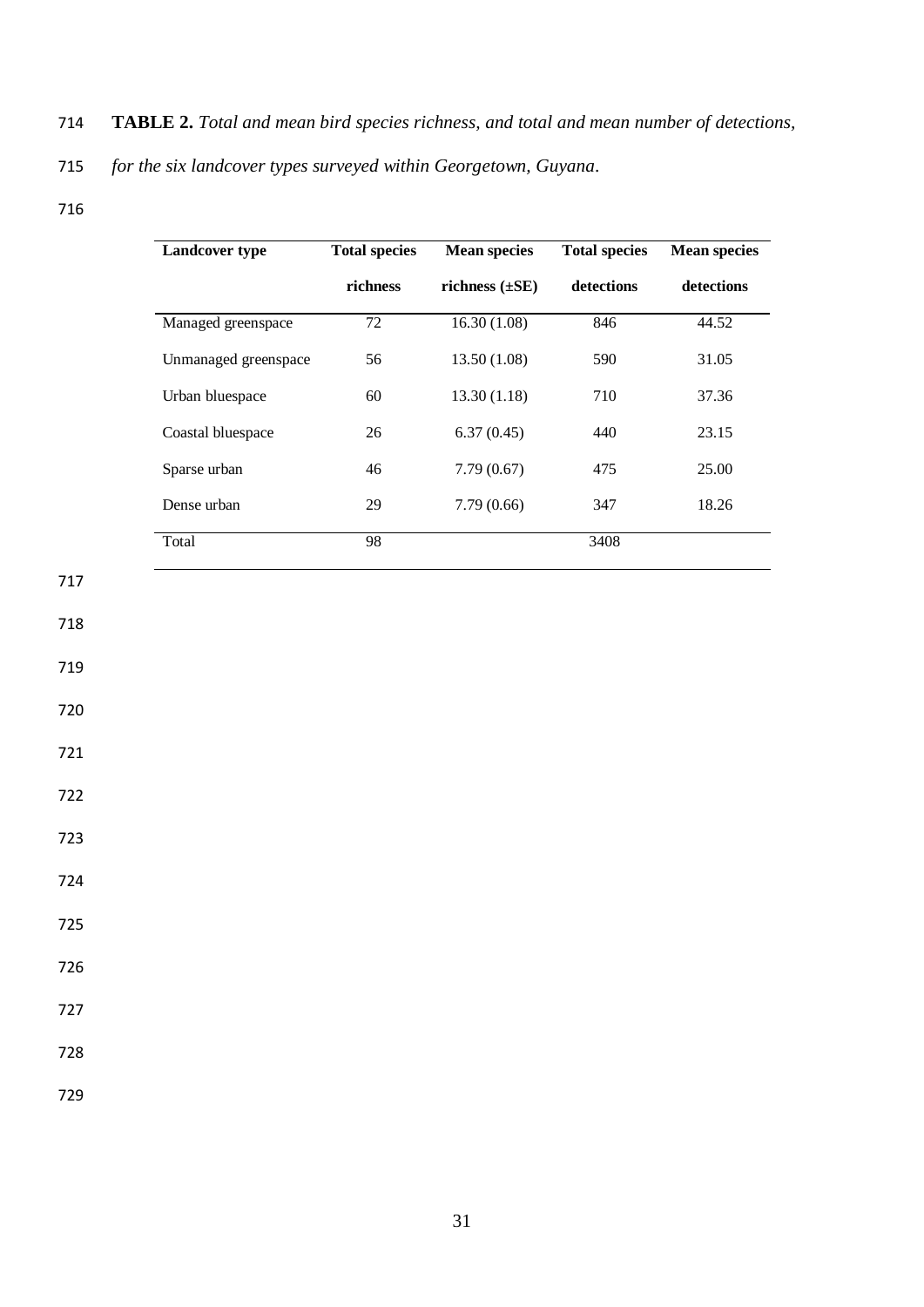**TABLE 2.** *Total and mean bird species richness, and total and mean number of detections, for the six landcover types surveyed within Georgetown, Guyana.*

| Landcover type | Total species richness | Mean species richness (±SE) | Total species detections | Mean species detections |
|---|---|---|---|---|
| Managed greenspace | 72 | 16.30 (1.08) | 846 | 44.52 |
| Unmanaged greenspace | 56 | 13.50 (1.08) | 590 | 31.05 |
| Urban bluespace | 60 | 13.30 (1.18) | 710 | 37.36 |
| Coastal bluespace | 26 | 6.37 (0.45) | 440 | 23.15 |
| Sparse urban | 46 | 7.79 (0.67) | 475 | 25.00 |
| Dense urban | 29 | 7.79 (0.66) | 347 | 18.26 |
| Total | 98 | | 3408 | |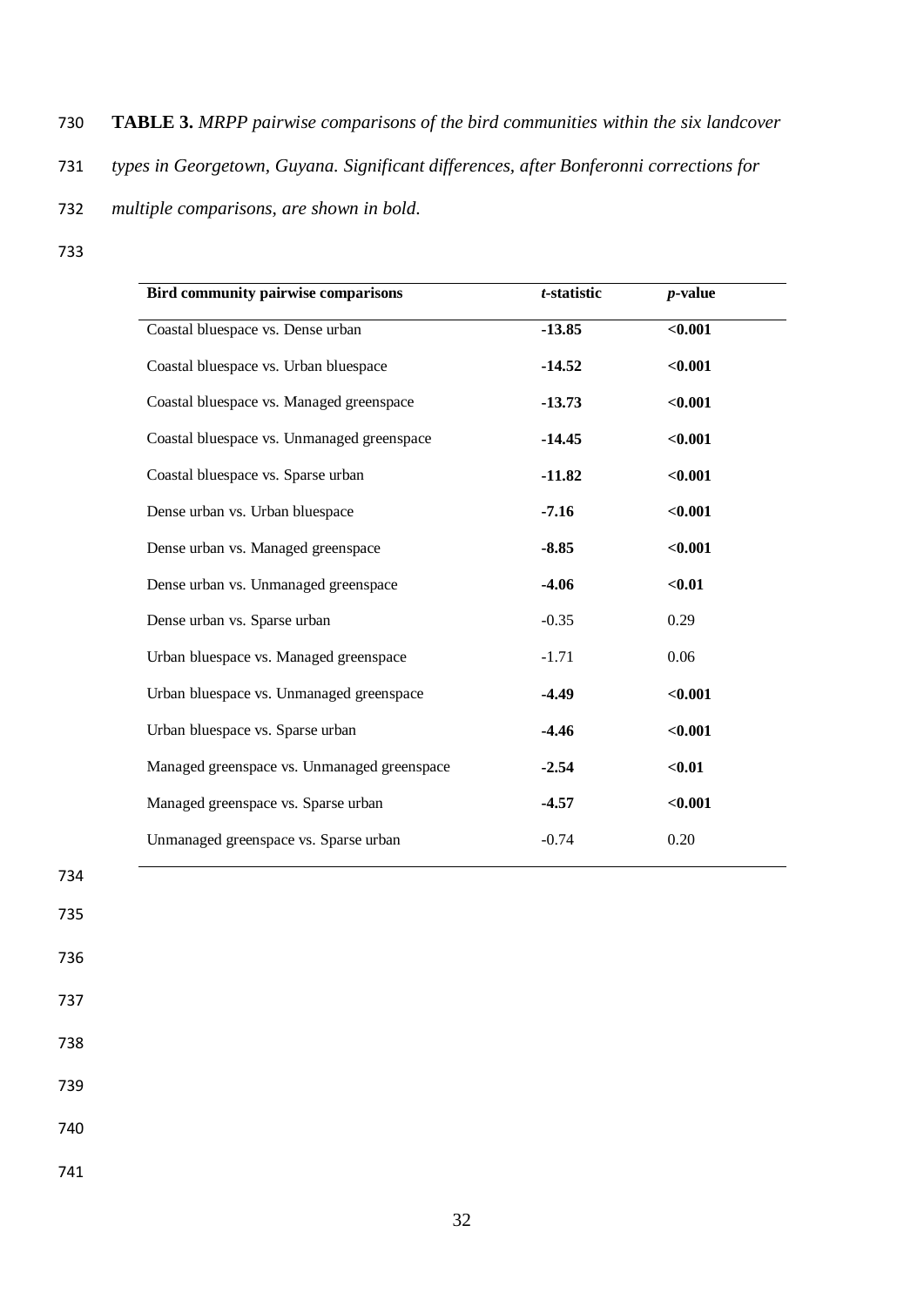**TABLE 3.** *MRPP pairwise comparisons of the bird communities within the six landcover types in Georgetown, Guyana. Significant differences, after Bonferonni corrections for multiple comparisons, are shown in bold.*

| **Bird community pairwise comparisons** | ***t*-statistic** | ***p*-value** |
|---|---|---|
| Coastal bluespace vs. Dense urban | **-13.85** | **<0.001** |
| Coastal bluespace vs. Urban bluespace | **-14.52** | **<0.001** |
| Coastal bluespace vs. Managed greenspace | **-13.73** | **<0.001** |
| Coastal bluespace vs. Unmanaged greenspace | **-14.45** | **<0.001** |
| Coastal bluespace vs. Sparse urban | **-11.82** | **<0.001** |
| Dense urban vs. Urban bluespace | **-7.16** | **<0.001** |
| Dense urban vs. Managed greenspace | **-8.85** | **<0.001** |
| Dense urban vs. Unmanaged greenspace | **-4.06** | **<0.01** |
| Dense urban vs. Sparse urban | -0.35 | 0.29 |
| Urban bluespace vs. Managed greenspace | -1.71 | 0.06 |
| Urban bluespace vs. Unmanaged greenspace | **-4.49** | **<0.001** |
| Urban bluespace vs. Sparse urban | **-4.46** | **<0.001** |
| Managed greenspace vs. Unmanaged greenspace | **-2.54** | **<0.01** |
| Managed greenspace vs. Sparse urban | **-4.57** | **<0.001** |
| Unmanaged greenspace vs. Sparse urban | -0.74 | 0.20 |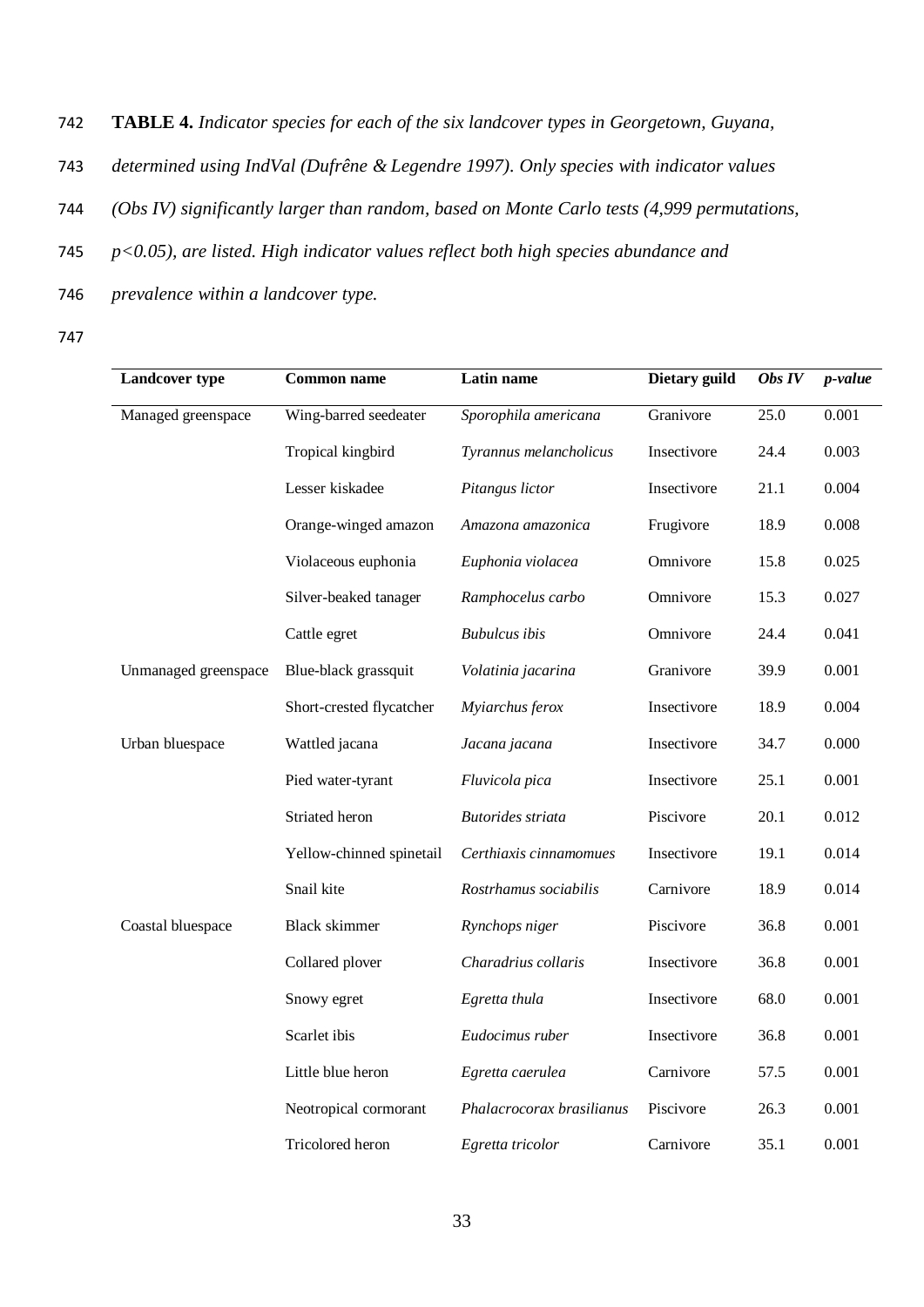**TABLE 4.** *Indicator species for each of the six landcover types in Georgetown, Guyana, determined using IndVal (Dufrêne & Legendre 1997). Only species with indicator values (Obs IV) significantly larger than random, based on Monte Carlo tests (4,999 permutations, p<0.05), are listed. High indicator values reflect both high species abundance and prevalence within a landcover type.*

| Landcover type | Common name | Latin name | Dietary guild | *Obs IV* | *p-value* |
|---|---|---|---|---|---|
| Managed greenspace | Wing-barred seedeater | *Sporophila americana* | Granivore | 25.0 | 0.001 |
| | Tropical kingbird | *Tyrannus melancholicus* | Insectivore | 24.4 | 0.003 |
| | Lesser kiskadee | *Pitangus lictor* | Insectivore | 21.1 | 0.004 |
| | Orange-winged amazon | *Amazona amazonica* | Frugivore | 18.9 | 0.008 |
| | Violaceous euphonia | *Euphonia violacea* | Omnivore | 15.8 | 0.025 |
| | Silver-beaked tanager | *Ramphocelus carbo* | Omnivore | 15.3 | 0.027 |
| | Cattle egret | *Bubulcus ibis* | Omnivore | 24.4 | 0.041 |
| Unmanaged greenspace | Blue-black grassquit | *Volatinia jacarina* | Granivore | 39.9 | 0.001 |
| | Short-crested flycatcher | *Myiarchus ferox* | Insectivore | 18.9 | 0.004 |
| Urban bluespace | Wattled jacana | *Jacana jacana* | Insectivore | 34.7 | 0.000 |
| | Pied water-tyrant | *Fluvicola pica* | Insectivore | 25.1 | 0.001 |
| | Striated heron | *Butorides striata* | Piscivore | 20.1 | 0.012 |
| | Yellow-chinned spinetail | *Certhiaxis cinnamomues* | Insectivore | 19.1 | 0.014 |
| | Snail kite | *Rostrhamus sociabilis* | Carnivore | 18.9 | 0.014 |
| Coastal bluespace | Black skimmer | *Rynchops niger* | Piscivore | 36.8 | 0.001 |
| | Collared plover | *Charadrius collaris* | Insectivore | 36.8 | 0.001 |
| | Snowy egret | *Egretta thula* | Insectivore | 68.0 | 0.001 |
| | Scarlet ibis | *Eudocimus ruber* | Insectivore | 36.8 | 0.001 |
| | Little blue heron | *Egretta caerulea* | Carnivore | 57.5 | 0.001 |
| | Neotropical cormorant | *Phalacrocorax brasilianus* | Piscivore | 26.3 | 0.001 |
| | Tricolored heron | *Egretta tricolor* | Carnivore | 35.1 | 0.001 |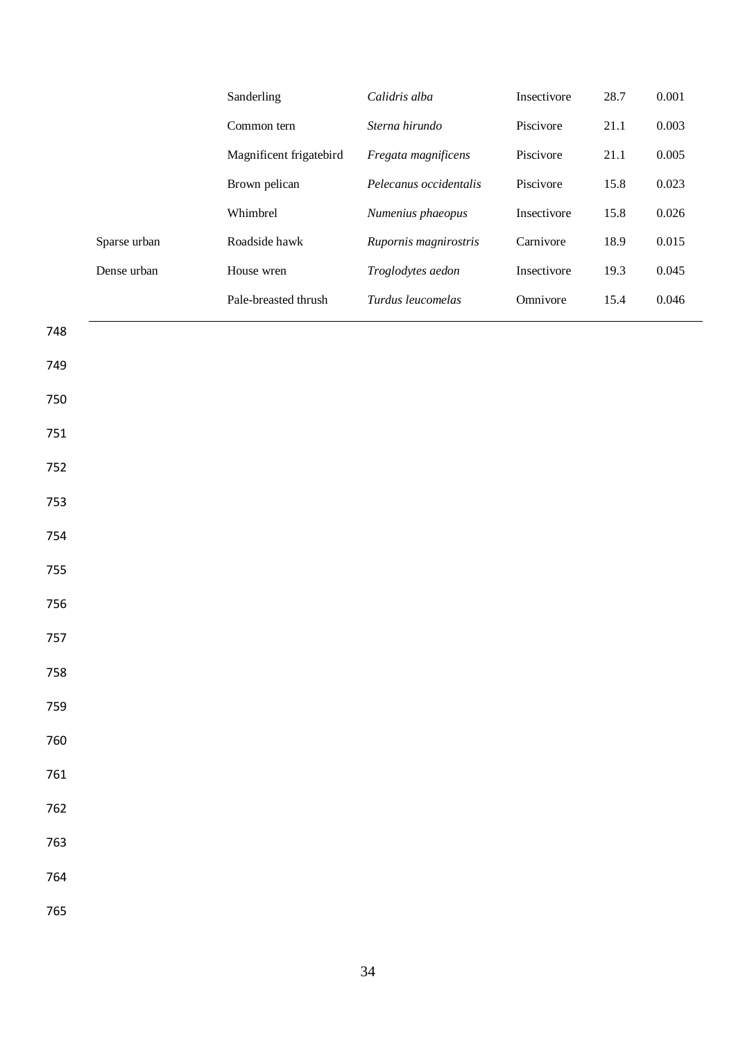| | | | | | |
|---|---|---|---|---|---|
| | Sanderling | *Calidris alba* | Insectivore | 28.7 | 0.001 |
| | Common tern | *Sterna hirundo* | Piscivore | 21.1 | 0.003 |
| | Magnificent frigatebird | *Fregata magnificens* | Piscivore | 21.1 | 0.005 |
| | Brown pelican | *Pelecanus occidentalis* | Piscivore | 15.8 | 0.023 |
| | Whimbrel | *Numenius phaeopus* | Insectivore | 15.8 | 0.026 |
| Sparse urban | Roadside hawk | *Rupornis magnirostris* | Carnivore | 18.9 | 0.015 |
| Dense urban | House wren | *Troglodytes aedon* | Insectivore | 19.3 | 0.045 |
| | Pale-breasted thrush | *Turdus leucomelas* | Omnivore | 15.4 | 0.046 |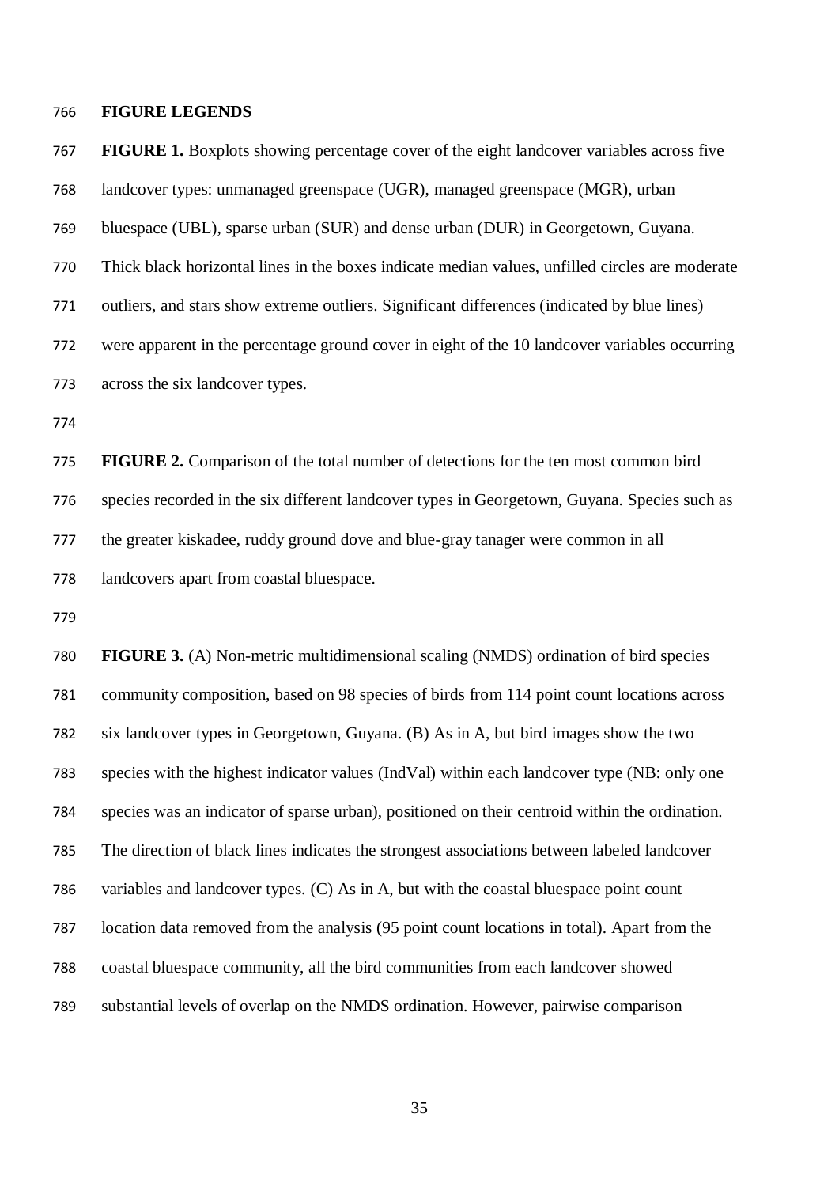**FIGURE LEGENDS**

**FIGURE 1.** Boxplots showing percentage cover of the eight landcover variables across five landcover types: unmanaged greenspace (UGR), managed greenspace (MGR), urban bluespace (UBL), sparse urban (SUR) and dense urban (DUR) in Georgetown, Guyana. Thick black horizontal lines in the boxes indicate median values, unfilled circles are moderate outliers, and stars show extreme outliers. Significant differences (indicated by blue lines) were apparent in the percentage ground cover in eight of the 10 landcover variables occurring across the six landcover types.

**FIGURE 2.** Comparison of the total number of detections for the ten most common bird species recorded in the six different landcover types in Georgetown, Guyana. Species such as the greater kiskadee, ruddy ground dove and blue-gray tanager were common in all landcovers apart from coastal bluespace.

**FIGURE 3.** (A) Non-metric multidimensional scaling (NMDS) ordination of bird species community composition, based on 98 species of birds from 114 point count locations across six landcover types in Georgetown, Guyana. (B) As in A, but bird images show the two species with the highest indicator values (IndVal) within each landcover type (NB: only one species was an indicator of sparse urban), positioned on their centroid within the ordination. The direction of black lines indicates the strongest associations between labeled landcover variables and landcover types. (C) As in A, but with the coastal bluespace point count location data removed from the analysis (95 point count locations in total). Apart from the coastal bluespace community, all the bird communities from each landcover showed substantial levels of overlap on the NMDS ordination. However, pairwise comparison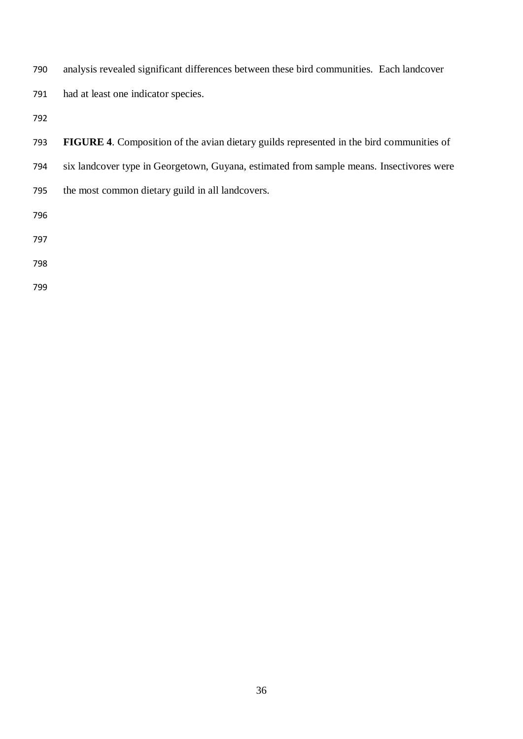analysis revealed significant differences between these bird communities. Each landcover had at least one indicator species.

**FIGURE 4**. Composition of the avian dietary guilds represented in the bird communities of six landcover type in Georgetown, Guyana, estimated from sample means. Insectivores were the most common dietary guild in all landcovers.